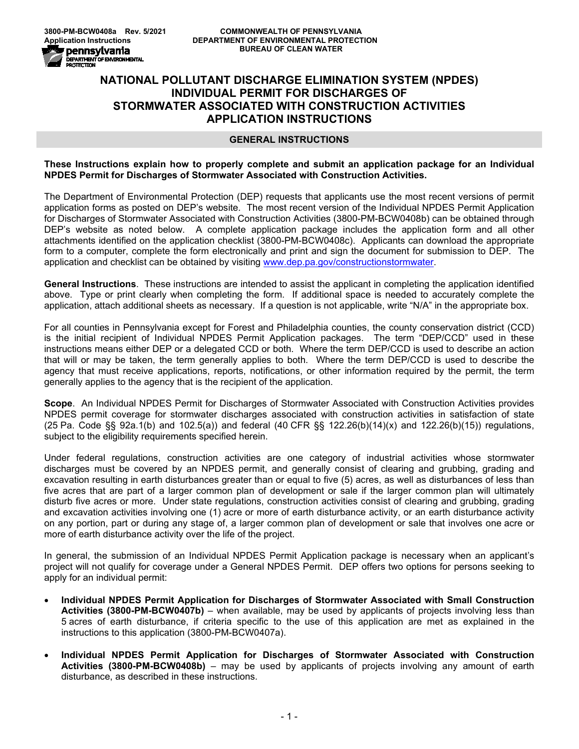3800-PM-BCW0408a Rev. 5/2021
Application Instructions

COMMONWEALTH OF PENNSYLVANIA
DEPARTMENT OF ENVIRONMENTAL PROTECTION
BUREAU OF CLEAN WATER

# NATIONAL POLLUTANT DISCHARGE ELIMINATION SYSTEM (NPDES) INDIVIDUAL PERMIT FOR DISCHARGES OF STORMWATER ASSOCIATED WITH CONSTRUCTION ACTIVITIES APPLICATION INSTRUCTIONS

## GENERAL INSTRUCTIONS

**These Instructions explain how to properly complete and submit an application package for an Individual NPDES Permit for Discharges of Stormwater Associated with Construction Activities.**

The Department of Environmental Protection (DEP) requests that applicants use the most recent versions of permit application forms as posted on DEP's website. The most recent version of the Individual NPDES Permit Application for Discharges of Stormwater Associated with Construction Activities (3800-PM-BCW0408b) can be obtained through DEP's website as noted below. A complete application package includes the application form and all other attachments identified on the application checklist (3800-PM-BCW0408c). Applicants can download the appropriate form to a computer, complete the form electronically and print and sign the document for submission to DEP. The application and checklist can be obtained by visiting www.dep.pa.gov/constructionstormwater.

**General Instructions**. These instructions are intended to assist the applicant in completing the application identified above. Type or print clearly when completing the form. If additional space is needed to accurately complete the application, attach additional sheets as necessary. If a question is not applicable, write "N/A" in the appropriate box.

For all counties in Pennsylvania except for Forest and Philadelphia counties, the county conservation district (CCD) is the initial recipient of Individual NPDES Permit Application packages. The term "DEP/CCD" used in these instructions means either DEP or a delegated CCD or both. Where the term DEP/CCD is used to describe an action that will or may be taken, the term generally applies to both. Where the term DEP/CCD is used to describe the agency that must receive applications, reports, notifications, or other information required by the permit, the term generally applies to the agency that is the recipient of the application.

**Scope**. An Individual NPDES Permit for Discharges of Stormwater Associated with Construction Activities provides NPDES permit coverage for stormwater discharges associated with construction activities in satisfaction of state (25 Pa. Code §§ 92a.1(b) and 102.5(a)) and federal (40 CFR §§ 122.26(b)(14)(x) and 122.26(b)(15)) regulations, subject to the eligibility requirements specified herein.

Under federal regulations, construction activities are one category of industrial activities whose stormwater discharges must be covered by an NPDES permit, and generally consist of clearing and grubbing, grading and excavation resulting in earth disturbances greater than or equal to five (5) acres, as well as disturbances of less than five acres that are part of a larger common plan of development or sale if the larger common plan will ultimately disturb five acres or more. Under state regulations, construction activities consist of clearing and grubbing, grading and excavation activities involving one (1) acre or more of earth disturbance activity, or an earth disturbance activity on any portion, part or during any stage of, a larger common plan of development or sale that involves one acre or more of earth disturbance activity over the life of the project.

In general, the submission of an Individual NPDES Permit Application package is necessary when an applicant's project will not qualify for coverage under a General NPDES Permit. DEP offers two options for persons seeking to apply for an individual permit:

- **Individual NPDES Permit Application for Discharges of Stormwater Associated with Small Construction Activities (3800-PM-BCW0407b)** – when available, may be used by applicants of projects involving less than 5 acres of earth disturbance, if criteria specific to the use of this application are met as explained in the instructions to this application (3800-PM-BCW0407a).
- **Individual NPDES Permit Application for Discharges of Stormwater Associated with Construction Activities (3800-PM-BCW0408b)** – may be used by applicants of projects involving any amount of earth disturbance, as described in these instructions.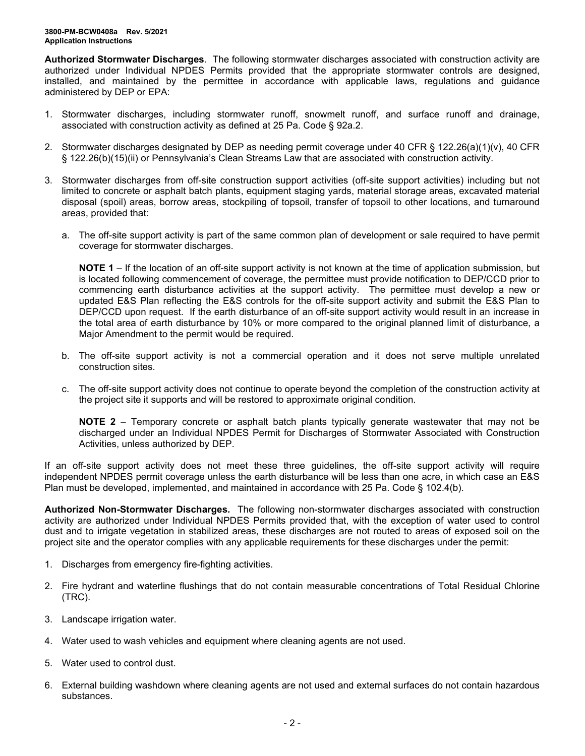**Authorized Stormwater Discharges**. The following stormwater discharges associated with construction activity are authorized under Individual NPDES Permits provided that the appropriate stormwater controls are designed, installed, and maintained by the permittee in accordance with applicable laws, regulations and guidance administered by DEP or EPA:

1. Stormwater discharges, including stormwater runoff, snowmelt runoff, and surface runoff and drainage, associated with construction activity as defined at 25 Pa. Code § 92a.2.

2. Stormwater discharges designated by DEP as needing permit coverage under 40 CFR § 122.26(a)(1)(v), 40 CFR § 122.26(b)(15)(ii) or Pennsylvania's Clean Streams Law that are associated with construction activity.

3. Stormwater discharges from off-site construction support activities (off-site support activities) including but not limited to concrete or asphalt batch plants, equipment staging yards, material storage areas, excavated material disposal (spoil) areas, borrow areas, stockpiling of topsoil, transfer of topsoil to other locations, and turnaround areas, provided that:

   a. The off-site support activity is part of the same common plan of development or sale required to have permit coverage for stormwater discharges.

      **NOTE 1** – If the location of an off-site support activity is not known at the time of application submission, but is located following commencement of coverage, the permittee must provide notification to DEP/CCD prior to commencing earth disturbance activities at the support activity. The permittee must develop a new or updated E&S Plan reflecting the E&S controls for the off-site support activity and submit the E&S Plan to DEP/CCD upon request. If the earth disturbance of an off-site support activity would result in an increase in the total area of earth disturbance by 10% or more compared to the original planned limit of disturbance, a Major Amendment to the permit would be required.

   b. The off-site support activity is not a commercial operation and it does not serve multiple unrelated construction sites.

   c. The off-site support activity does not continue to operate beyond the completion of the construction activity at the project site it supports and will be restored to approximate original condition.

      **NOTE 2** – Temporary concrete or asphalt batch plants typically generate wastewater that may not be discharged under an Individual NPDES Permit for Discharges of Stormwater Associated with Construction Activities, unless authorized by DEP.

If an off-site support activity does not meet these three guidelines, the off-site support activity will require independent NPDES permit coverage unless the earth disturbance will be less than one acre, in which case an E&S Plan must be developed, implemented, and maintained in accordance with 25 Pa. Code § 102.4(b).

**Authorized Non-Stormwater Discharges.** The following non-stormwater discharges associated with construction activity are authorized under Individual NPDES Permits provided that, with the exception of water used to control dust and to irrigate vegetation in stabilized areas, these discharges are not routed to areas of exposed soil on the project site and the operator complies with any applicable requirements for these discharges under the permit:

1. Discharges from emergency fire-fighting activities.

2. Fire hydrant and waterline flushings that do not contain measurable concentrations of Total Residual Chlorine (TRC).

3. Landscape irrigation water.

4. Water used to wash vehicles and equipment where cleaning agents are not used.

5. Water used to control dust.

6. External building washdown where cleaning agents are not used and external surfaces do not contain hazardous substances.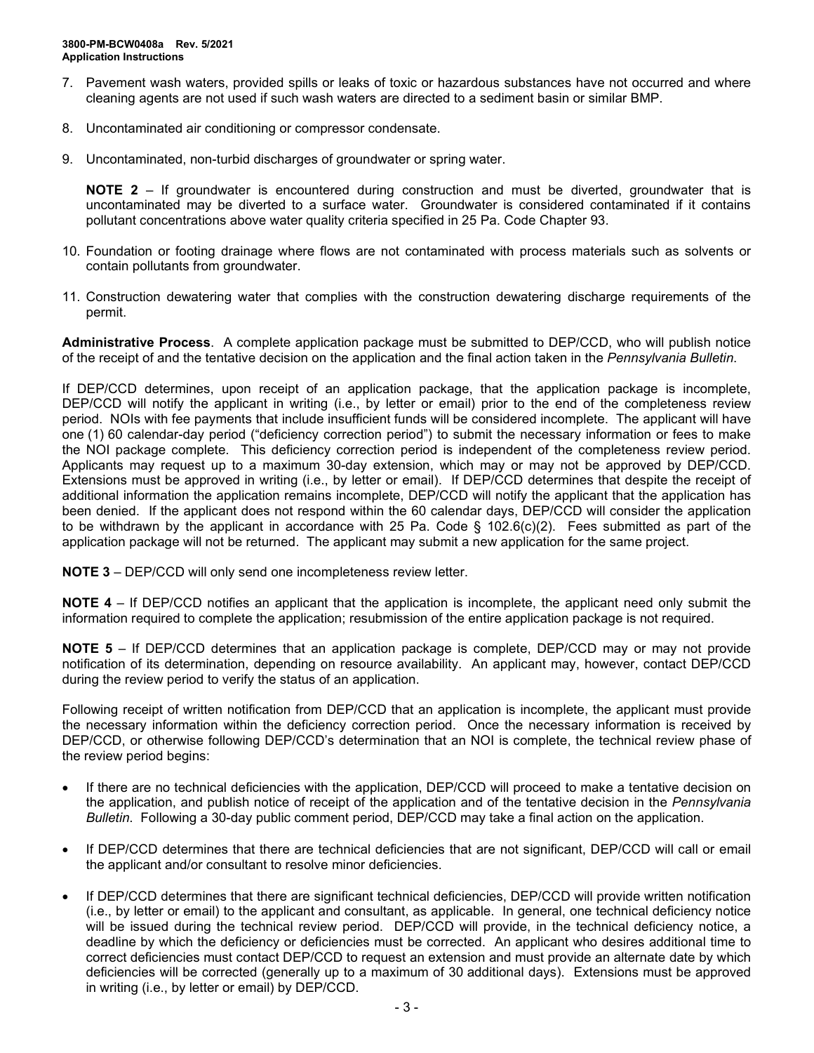7. Pavement wash waters, provided spills or leaks of toxic or hazardous substances have not occurred and where cleaning agents are not used if such wash waters are directed to a sediment basin or similar BMP.

8. Uncontaminated air conditioning or compressor condensate.

9. Uncontaminated, non-turbid discharges of groundwater or spring water.

   **NOTE 2** – If groundwater is encountered during construction and must be diverted, groundwater that is uncontaminated may be diverted to a surface water. Groundwater is considered contaminated if it contains pollutant concentrations above water quality criteria specified in 25 Pa. Code Chapter 93.

10. Foundation or footing drainage where flows are not contaminated with process materials such as solvents or contain pollutants from groundwater.

11. Construction dewatering water that complies with the construction dewatering discharge requirements of the permit.

**Administrative Process**. A complete application package must be submitted to DEP/CCD, who will publish notice of the receipt of and the tentative decision on the application and the final action taken in the *Pennsylvania Bulletin*.

If DEP/CCD determines, upon receipt of an application package, that the application package is incomplete, DEP/CCD will notify the applicant in writing (i.e., by letter or email) prior to the end of the completeness review period. NOIs with fee payments that include insufficient funds will be considered incomplete. The applicant will have one (1) 60 calendar-day period ("deficiency correction period") to submit the necessary information or fees to make the NOI package complete. This deficiency correction period is independent of the completeness review period. Applicants may request up to a maximum 30-day extension, which may or may not be approved by DEP/CCD. Extensions must be approved in writing (i.e., by letter or email). If DEP/CCD determines that despite the receipt of additional information the application remains incomplete, DEP/CCD will notify the applicant that the application has been denied. If the applicant does not respond within the 60 calendar days, DEP/CCD will consider the application to be withdrawn by the applicant in accordance with 25 Pa. Code § 102.6(c)(2). Fees submitted as part of the application package will not be returned. The applicant may submit a new application for the same project.

**NOTE 3** – DEP/CCD will only send one incompleteness review letter.

**NOTE 4** – If DEP/CCD notifies an applicant that the application is incomplete, the applicant need only submit the information required to complete the application; resubmission of the entire application package is not required.

**NOTE 5** – If DEP/CCD determines that an application package is complete, DEP/CCD may or may not provide notification of its determination, depending on resource availability. An applicant may, however, contact DEP/CCD during the review period to verify the status of an application.

Following receipt of written notification from DEP/CCD that an application is incomplete, the applicant must provide the necessary information within the deficiency correction period. Once the necessary information is received by DEP/CCD, or otherwise following DEP/CCD's determination that an NOI is complete, the technical review phase of the review period begins:

- If there are no technical deficiencies with the application, DEP/CCD will proceed to make a tentative decision on the application, and publish notice of receipt of the application and of the tentative decision in the *Pennsylvania Bulletin*. Following a 30-day public comment period, DEP/CCD may take a final action on the application.
- If DEP/CCD determines that there are technical deficiencies that are not significant, DEP/CCD will call or email the applicant and/or consultant to resolve minor deficiencies.
- If DEP/CCD determines that there are significant technical deficiencies, DEP/CCD will provide written notification (i.e., by letter or email) to the applicant and consultant, as applicable. In general, one technical deficiency notice will be issued during the technical review period. DEP/CCD will provide, in the technical deficiency notice, a deadline by which the deficiency or deficiencies must be corrected. An applicant who desires additional time to correct deficiencies must contact DEP/CCD to request an extension and must provide an alternate date by which deficiencies will be corrected (generally up to a maximum of 30 additional days). Extensions must be approved in writing (i.e., by letter or email) by DEP/CCD.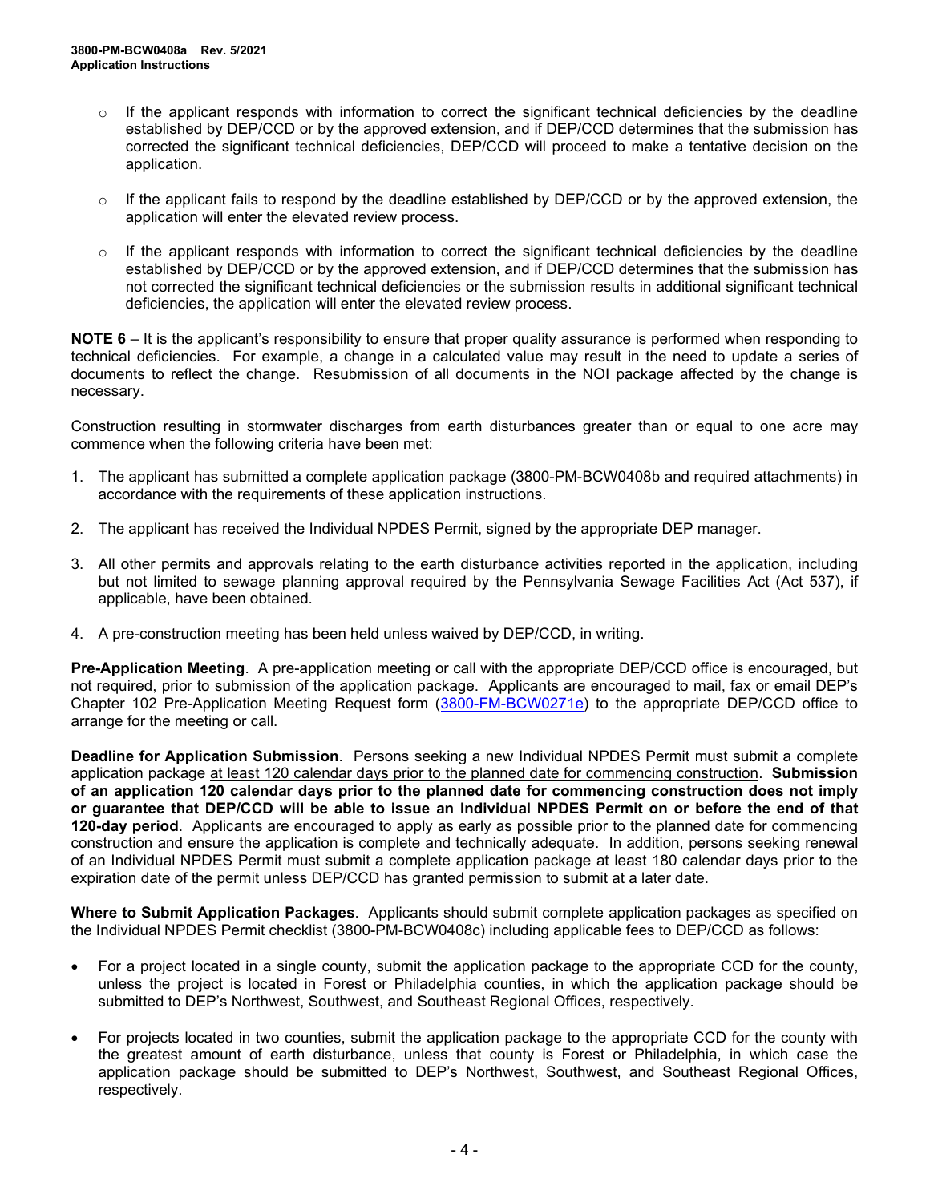- If the applicant responds with information to correct the significant technical deficiencies by the deadline established by DEP/CCD or by the approved extension, and if DEP/CCD determines that the submission has corrected the significant technical deficiencies, DEP/CCD will proceed to make a tentative decision on the application.

- If the applicant fails to respond by the deadline established by DEP/CCD or by the approved extension, the application will enter the elevated review process.

- If the applicant responds with information to correct the significant technical deficiencies by the deadline established by DEP/CCD or by the approved extension, and if DEP/CCD determines that the submission has not corrected the significant technical deficiencies or the submission results in additional significant technical deficiencies, the application will enter the elevated review process.

**NOTE 6** – It is the applicant's responsibility to ensure that proper quality assurance is performed when responding to technical deficiencies. For example, a change in a calculated value may result in the need to update a series of documents to reflect the change. Resubmission of all documents in the NOI package affected by the change is necessary.

Construction resulting in stormwater discharges from earth disturbances greater than or equal to one acre may commence when the following criteria have been met:

1. The applicant has submitted a complete application package (3800-PM-BCW0408b and required attachments) in accordance with the requirements of these application instructions.

2. The applicant has received the Individual NPDES Permit, signed by the appropriate DEP manager.

3. All other permits and approvals relating to the earth disturbance activities reported in the application, including but not limited to sewage planning approval required by the Pennsylvania Sewage Facilities Act (Act 537), if applicable, have been obtained.

4. A pre-construction meeting has been held unless waived by DEP/CCD, in writing.

**Pre-Application Meeting**. A pre-application meeting or call with the appropriate DEP/CCD office is encouraged, but not required, prior to submission of the application package. Applicants are encouraged to mail, fax or email DEP's Chapter 102 Pre-Application Meeting Request form (3800-FM-BCW0271e) to the appropriate DEP/CCD office to arrange for the meeting or call.

**Deadline for Application Submission**. Persons seeking a new Individual NPDES Permit must submit a complete application package at least 120 calendar days prior to the planned date for commencing construction. **Submission of an application 120 calendar days prior to the planned date for commencing construction does not imply or guarantee that DEP/CCD will be able to issue an Individual NPDES Permit on or before the end of that 120-day period**. Applicants are encouraged to apply as early as possible prior to the planned date for commencing construction and ensure the application is complete and technically adequate. In addition, persons seeking renewal of an Individual NPDES Permit must submit a complete application package at least 180 calendar days prior to the expiration date of the permit unless DEP/CCD has granted permission to submit at a later date.

**Where to Submit Application Packages**. Applicants should submit complete application packages as specified on the Individual NPDES Permit checklist (3800-PM-BCW0408c) including applicable fees to DEP/CCD as follows:

- For a project located in a single county, submit the application package to the appropriate CCD for the county, unless the project is located in Forest or Philadelphia counties, in which the application package should be submitted to DEP's Northwest, Southwest, and Southeast Regional Offices, respectively.

- For projects located in two counties, submit the application package to the appropriate CCD for the county with the greatest amount of earth disturbance, unless that county is Forest or Philadelphia, in which case the application package should be submitted to DEP's Northwest, Southwest, and Southeast Regional Offices, respectively.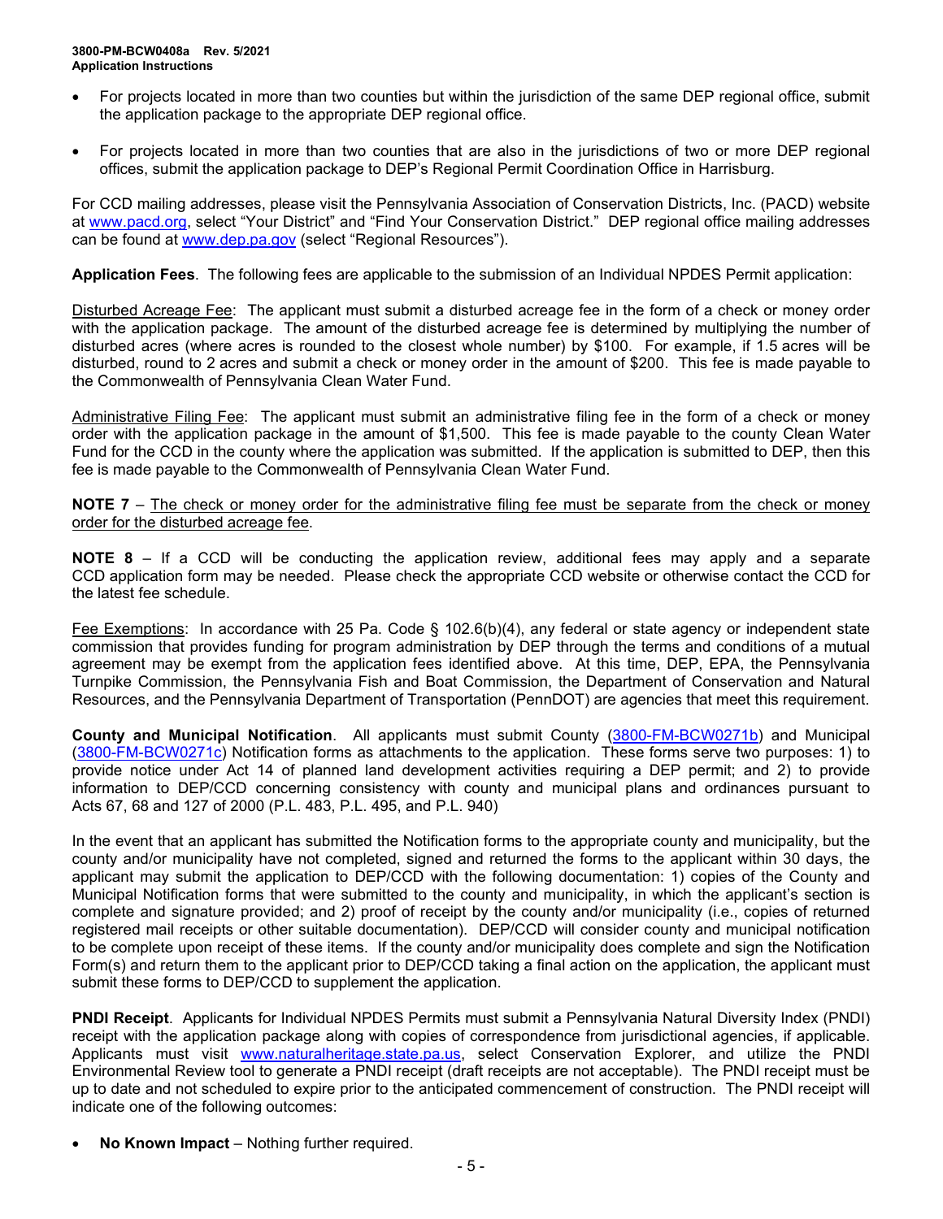- For projects located in more than two counties but within the jurisdiction of the same DEP regional office, submit the application package to the appropriate DEP regional office.
- For projects located in more than two counties that are also in the jurisdictions of two or more DEP regional offices, submit the application package to DEP's Regional Permit Coordination Office in Harrisburg.

For CCD mailing addresses, please visit the Pennsylvania Association of Conservation Districts, Inc. (PACD) website at www.pacd.org, select "Your District" and "Find Your Conservation District." DEP regional office mailing addresses can be found at www.dep.pa.gov (select "Regional Resources").

**Application Fees**. The following fees are applicable to the submission of an Individual NPDES Permit application:

Disturbed Acreage Fee: The applicant must submit a disturbed acreage fee in the form of a check or money order with the application package. The amount of the disturbed acreage fee is determined by multiplying the number of disturbed acres (where acres is rounded to the closest whole number) by $100. For example, if 1.5 acres will be disturbed, round to 2 acres and submit a check or money order in the amount of $200. This fee is made payable to the Commonwealth of Pennsylvania Clean Water Fund.

Administrative Filing Fee: The applicant must submit an administrative filing fee in the form of a check or money order with the application package in the amount of $1,500. This fee is made payable to the county Clean Water Fund for the CCD in the county where the application was submitted. If the application is submitted to DEP, then this fee is made payable to the Commonwealth of Pennsylvania Clean Water Fund.

**NOTE 7** – The check or money order for the administrative filing fee must be separate from the check or money order for the disturbed acreage fee.

**NOTE 8** – If a CCD will be conducting the application review, additional fees may apply and a separate CCD application form may be needed. Please check the appropriate CCD website or otherwise contact the CCD for the latest fee schedule.

Fee Exemptions: In accordance with 25 Pa. Code § 102.6(b)(4), any federal or state agency or independent state commission that provides funding for program administration by DEP through the terms and conditions of a mutual agreement may be exempt from the application fees identified above. At this time, DEP, EPA, the Pennsylvania Turnpike Commission, the Pennsylvania Fish and Boat Commission, the Department of Conservation and Natural Resources, and the Pennsylvania Department of Transportation (PennDOT) are agencies that meet this requirement.

**County and Municipal Notification**. All applicants must submit County (3800-FM-BCW0271b) and Municipal (3800-FM-BCW0271c) Notification forms as attachments to the application. These forms serve two purposes: 1) to provide notice under Act 14 of planned land development activities requiring a DEP permit; and 2) to provide information to DEP/CCD concerning consistency with county and municipal plans and ordinances pursuant to Acts 67, 68 and 127 of 2000 (P.L. 483, P.L. 495, and P.L. 940)

In the event that an applicant has submitted the Notification forms to the appropriate county and municipality, but the county and/or municipality have not completed, signed and returned the forms to the applicant within 30 days, the applicant may submit the application to DEP/CCD with the following documentation: 1) copies of the County and Municipal Notification forms that were submitted to the county and municipality, in which the applicant's section is complete and signature provided; and 2) proof of receipt by the county and/or municipality (i.e., copies of returned registered mail receipts or other suitable documentation). DEP/CCD will consider county and municipal notification to be complete upon receipt of these items. If the county and/or municipality does complete and sign the Notification Form(s) and return them to the applicant prior to DEP/CCD taking a final action on the application, the applicant must submit these forms to DEP/CCD to supplement the application.

**PNDI Receipt**. Applicants for Individual NPDES Permits must submit a Pennsylvania Natural Diversity Index (PNDI) receipt with the application package along with copies of correspondence from jurisdictional agencies, if applicable. Applicants must visit www.naturalheritage.state.pa.us, select Conservation Explorer, and utilize the PNDI Environmental Review tool to generate a PNDI receipt (draft receipts are not acceptable). The PNDI receipt must be up to date and not scheduled to expire prior to the anticipated commencement of construction. The PNDI receipt will indicate one of the following outcomes:

- **No Known Impact** – Nothing further required.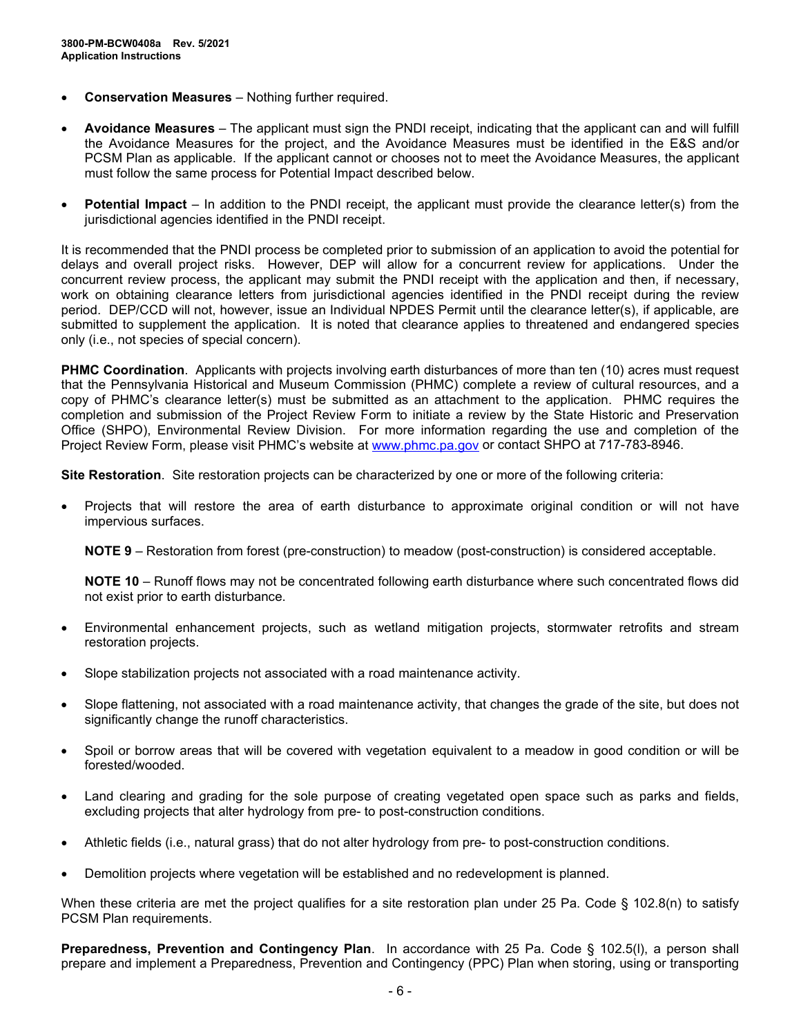- **Conservation Measures** – Nothing further required.

- **Avoidance Measures** – The applicant must sign the PNDI receipt, indicating that the applicant can and will fulfill the Avoidance Measures for the project, and the Avoidance Measures must be identified in the E&S and/or PCSM Plan as applicable. If the applicant cannot or chooses not to meet the Avoidance Measures, the applicant must follow the same process for Potential Impact described below.

- **Potential Impact** – In addition to the PNDI receipt, the applicant must provide the clearance letter(s) from the jurisdictional agencies identified in the PNDI receipt.

It is recommended that the PNDI process be completed prior to submission of an application to avoid the potential for delays and overall project risks. However, DEP will allow for a concurrent review for applications. Under the concurrent review process, the applicant may submit the PNDI receipt with the application and then, if necessary, work on obtaining clearance letters from jurisdictional agencies identified in the PNDI receipt during the review period. DEP/CCD will not, however, issue an Individual NPDES Permit until the clearance letter(s), if applicable, are submitted to supplement the application. It is noted that clearance applies to threatened and endangered species only (i.e., not species of special concern).

**PHMC Coordination**. Applicants with projects involving earth disturbances of more than ten (10) acres must request that the Pennsylvania Historical and Museum Commission (PHMC) complete a review of cultural resources, and a copy of PHMC's clearance letter(s) must be submitted as an attachment to the application. PHMC requires the completion and submission of the Project Review Form to initiate a review by the State Historic and Preservation Office (SHPO), Environmental Review Division. For more information regarding the use and completion of the Project Review Form, please visit PHMC's website at www.phmc.pa.gov or contact SHPO at 717-783-8946.

**Site Restoration**. Site restoration projects can be characterized by one or more of the following criteria:

- Projects that will restore the area of earth disturbance to approximate original condition or will not have impervious surfaces.

  **NOTE 9** – Restoration from forest (pre-construction) to meadow (post-construction) is considered acceptable.

  **NOTE 10** – Runoff flows may not be concentrated following earth disturbance where such concentrated flows did not exist prior to earth disturbance.

- Environmental enhancement projects, such as wetland mitigation projects, stormwater retrofits and stream restoration projects.

- Slope stabilization projects not associated with a road maintenance activity.

- Slope flattening, not associated with a road maintenance activity, that changes the grade of the site, but does not significantly change the runoff characteristics.

- Spoil or borrow areas that will be covered with vegetation equivalent to a meadow in good condition or will be forested/wooded.

- Land clearing and grading for the sole purpose of creating vegetated open space such as parks and fields, excluding projects that alter hydrology from pre- to post-construction conditions.

- Athletic fields (i.e., natural grass) that do not alter hydrology from pre- to post-construction conditions.

- Demolition projects where vegetation will be established and no redevelopment is planned.

When these criteria are met the project qualifies for a site restoration plan under 25 Pa. Code § 102.8(n) to satisfy PCSM Plan requirements.

**Preparedness, Prevention and Contingency Plan**. In accordance with 25 Pa. Code § 102.5(l), a person shall prepare and implement a Preparedness, Prevention and Contingency (PPC) Plan when storing, using or transporting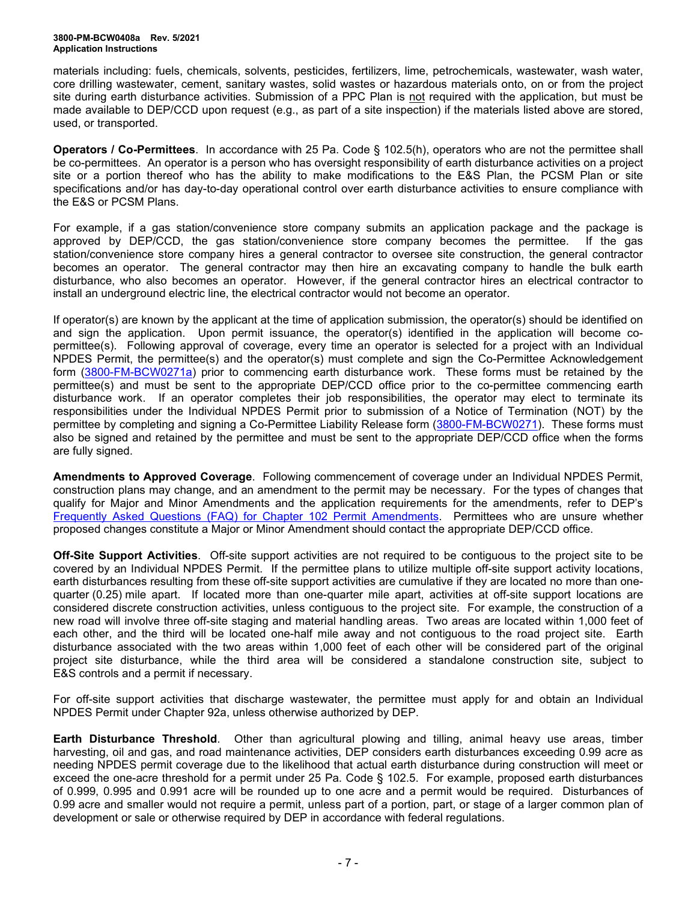materials including: fuels, chemicals, solvents, pesticides, fertilizers, lime, petrochemicals, wastewater, wash water, core drilling wastewater, cement, sanitary wastes, solid wastes or hazardous materials onto, on or from the project site during earth disturbance activities. Submission of a PPC Plan is not required with the application, but must be made available to DEP/CCD upon request (e.g., as part of a site inspection) if the materials listed above are stored, used, or transported.

**Operators / Co-Permittees**. In accordance with 25 Pa. Code § 102.5(h), operators who are not the permittee shall be co-permittees. An operator is a person who has oversight responsibility of earth disturbance activities on a project site or a portion thereof who has the ability to make modifications to the E&S Plan, the PCSM Plan or site specifications and/or has day-to-day operational control over earth disturbance activities to ensure compliance with the E&S or PCSM Plans.

For example, if a gas station/convenience store company submits an application package and the package is approved by DEP/CCD, the gas station/convenience store company becomes the permittee. If the gas station/convenience store company hires a general contractor to oversee site construction, the general contractor becomes an operator. The general contractor may then hire an excavating company to handle the bulk earth disturbance, who also becomes an operator. However, if the general contractor hires an electrical contractor to install an underground electric line, the electrical contractor would not become an operator.

If operator(s) are known by the applicant at the time of application submission, the operator(s) should be identified on and sign the application. Upon permit issuance, the operator(s) identified in the application will become co-permittee(s). Following approval of coverage, every time an operator is selected for a project with an Individual NPDES Permit, the permittee(s) and the operator(s) must complete and sign the Co-Permittee Acknowledgement form (3800-FM-BCW0271a) prior to commencing earth disturbance work. These forms must be retained by the permittee(s) and must be sent to the appropriate DEP/CCD office prior to the co-permittee commencing earth disturbance work. If an operator completes their job responsibilities, the operator may elect to terminate its responsibilities under the Individual NPDES Permit prior to submission of a Notice of Termination (NOT) by the permittee by completing and signing a Co-Permittee Liability Release form (3800-FM-BCW0271). These forms must also be signed and retained by the permittee and must be sent to the appropriate DEP/CCD office when the forms are fully signed.

**Amendments to Approved Coverage**. Following commencement of coverage under an Individual NPDES Permit, construction plans may change, and an amendment to the permit may be necessary. For the types of changes that qualify for Major and Minor Amendments and the application requirements for the amendments, refer to DEP's Frequently Asked Questions (FAQ) for Chapter 102 Permit Amendments. Permittees who are unsure whether proposed changes constitute a Major or Minor Amendment should contact the appropriate DEP/CCD office.

**Off-Site Support Activities**. Off-site support activities are not required to be contiguous to the project site to be covered by an Individual NPDES Permit. If the permittee plans to utilize multiple off-site support activity locations, earth disturbances resulting from these off-site support activities are cumulative if they are located no more than one-quarter (0.25) mile apart. If located more than one-quarter mile apart, activities at off-site support locations are considered discrete construction activities, unless contiguous to the project site. For example, the construction of a new road will involve three off-site staging and material handling areas. Two areas are located within 1,000 feet of each other, and the third will be located one-half mile away and not contiguous to the road project site. Earth disturbance associated with the two areas within 1,000 feet of each other will be considered part of the original project site disturbance, while the third area will be considered a standalone construction site, subject to E&S controls and a permit if necessary.

For off-site support activities that discharge wastewater, the permittee must apply for and obtain an Individual NPDES Permit under Chapter 92a, unless otherwise authorized by DEP.

**Earth Disturbance Threshold**. Other than agricultural plowing and tilling, animal heavy use areas, timber harvesting, oil and gas, and road maintenance activities, DEP considers earth disturbances exceeding 0.99 acre as needing NPDES permit coverage due to the likelihood that actual earth disturbance during construction will meet or exceed the one-acre threshold for a permit under 25 Pa. Code § 102.5. For example, proposed earth disturbances of 0.999, 0.995 and 0.991 acre will be rounded up to one acre and a permit would be required. Disturbances of 0.99 acre and smaller would not require a permit, unless part of a portion, part, or stage of a larger common plan of development or sale or otherwise required by DEP in accordance with federal regulations.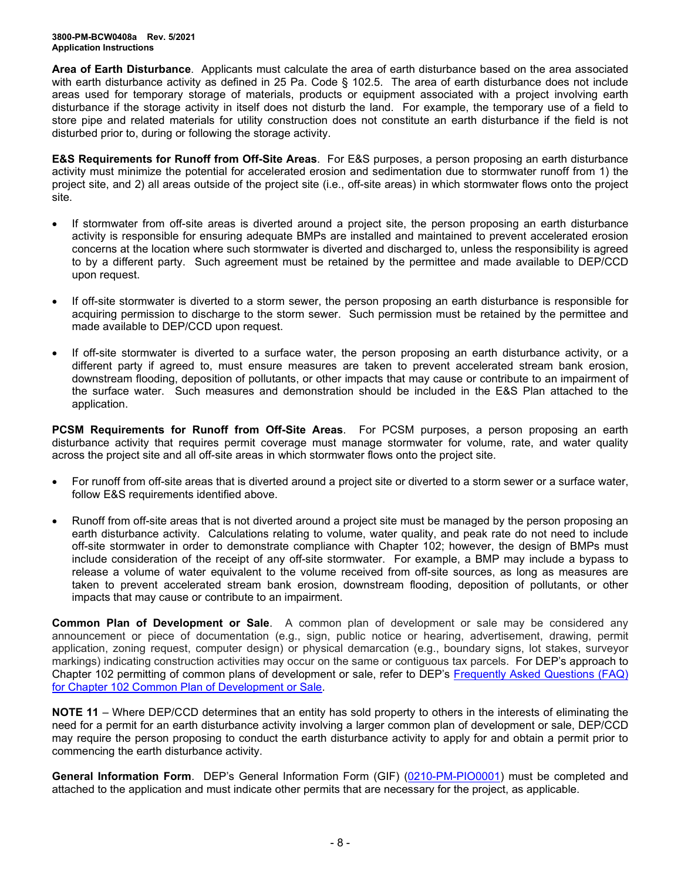**Area of Earth Disturbance**. Applicants must calculate the area of earth disturbance based on the area associated with earth disturbance activity as defined in 25 Pa. Code § 102.5. The area of earth disturbance does not include areas used for temporary storage of materials, products or equipment associated with a project involving earth disturbance if the storage activity in itself does not disturb the land. For example, the temporary use of a field to store pipe and related materials for utility construction does not constitute an earth disturbance if the field is not disturbed prior to, during or following the storage activity.

**E&S Requirements for Runoff from Off-Site Areas**. For E&S purposes, a person proposing an earth disturbance activity must minimize the potential for accelerated erosion and sedimentation due to stormwater runoff from 1) the project site, and 2) all areas outside of the project site (i.e., off-site areas) in which stormwater flows onto the project site.

- If stormwater from off-site areas is diverted around a project site, the person proposing an earth disturbance activity is responsible for ensuring adequate BMPs are installed and maintained to prevent accelerated erosion concerns at the location where such stormwater is diverted and discharged to, unless the responsibility is agreed to by a different party. Such agreement must be retained by the permittee and made available to DEP/CCD upon request.

- If off-site stormwater is diverted to a storm sewer, the person proposing an earth disturbance is responsible for acquiring permission to discharge to the storm sewer. Such permission must be retained by the permittee and made available to DEP/CCD upon request.

- If off-site stormwater is diverted to a surface water, the person proposing an earth disturbance activity, or a different party if agreed to, must ensure measures are taken to prevent accelerated stream bank erosion, downstream flooding, deposition of pollutants, or other impacts that may cause or contribute to an impairment of the surface water. Such measures and demonstration should be included in the E&S Plan attached to the application.

**PCSM Requirements for Runoff from Off-Site Areas**. For PCSM purposes, a person proposing an earth disturbance activity that requires permit coverage must manage stormwater for volume, rate, and water quality across the project site and all off-site areas in which stormwater flows onto the project site.

- For runoff from off-site areas that is diverted around a project site or diverted to a storm sewer or a surface water, follow E&S requirements identified above.

- Runoff from off-site areas that is not diverted around a project site must be managed by the person proposing an earth disturbance activity. Calculations relating to volume, water quality, and peak rate do not need to include off-site stormwater in order to demonstrate compliance with Chapter 102; however, the design of BMPs must include consideration of the receipt of any off-site stormwater. For example, a BMP may include a bypass to release a volume of water equivalent to the volume received from off-site sources, as long as measures are taken to prevent accelerated stream bank erosion, downstream flooding, deposition of pollutants, or other impacts that may cause or contribute to an impairment.

**Common Plan of Development or Sale**. A common plan of development or sale may be considered any announcement or piece of documentation (e.g., sign, public notice or hearing, advertisement, drawing, permit application, zoning request, computer design) or physical demarcation (e.g., boundary signs, lot stakes, surveyor markings) indicating construction activities may occur on the same or contiguous tax parcels. For DEP's approach to Chapter 102 permitting of common plans of development or sale, refer to DEP's Frequently Asked Questions (FAQ) for Chapter 102 Common Plan of Development or Sale.

**NOTE 11** – Where DEP/CCD determines that an entity has sold property to others in the interests of eliminating the need for a permit for an earth disturbance activity involving a larger common plan of development or sale, DEP/CCD may require the person proposing to conduct the earth disturbance activity to apply for and obtain a permit prior to commencing the earth disturbance activity.

**General Information Form**. DEP's General Information Form (GIF) (0210-PM-PIO0001) must be completed and attached to the application and must indicate other permits that are necessary for the project, as applicable.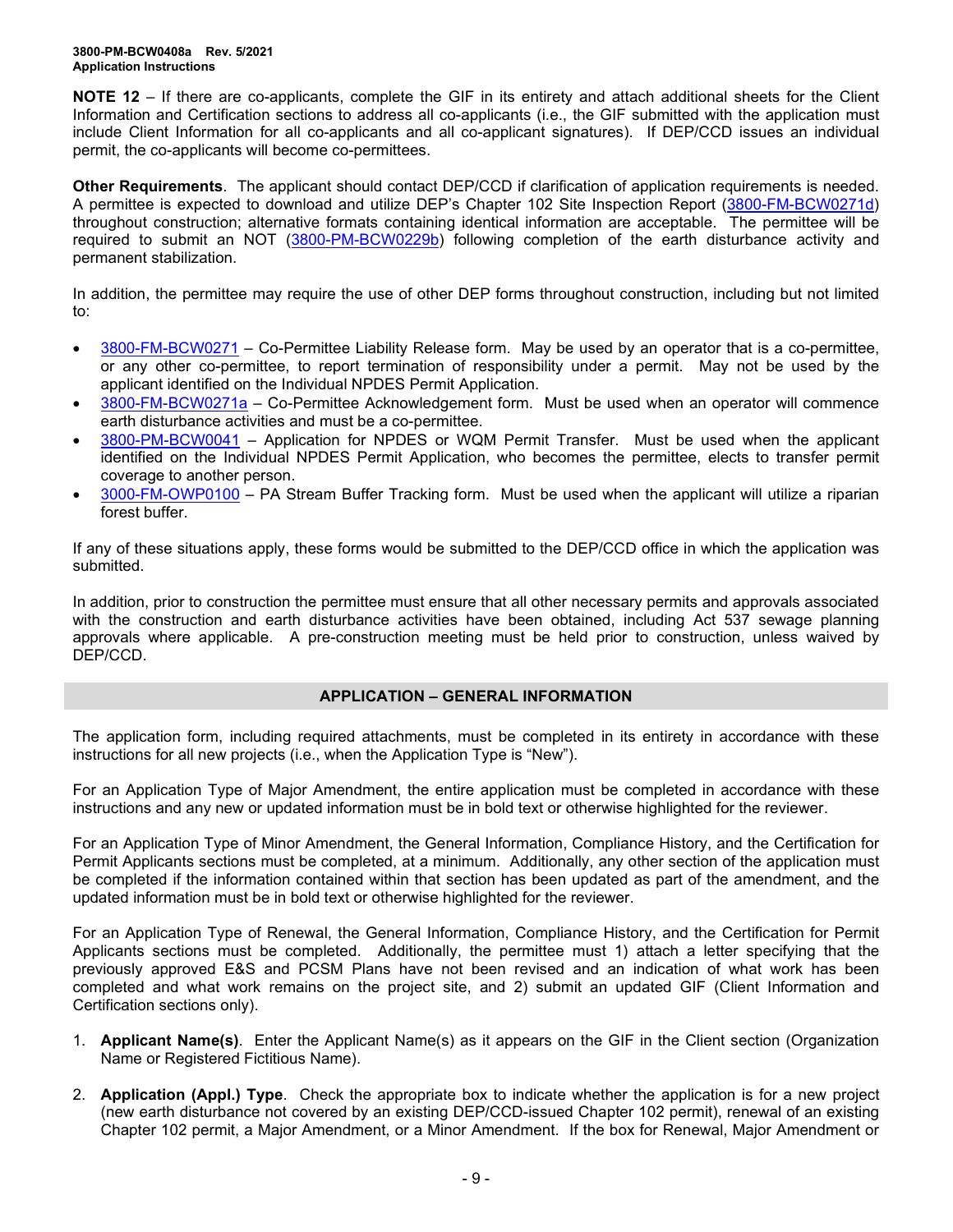**NOTE 12** – If there are co-applicants, complete the GIF in its entirety and attach additional sheets for the Client Information and Certification sections to address all co-applicants (i.e., the GIF submitted with the application must include Client Information for all co-applicants and all co-applicant signatures). If DEP/CCD issues an individual permit, the co-applicants will become co-permittees.

**Other Requirements**. The applicant should contact DEP/CCD if clarification of application requirements is needed. A permittee is expected to download and utilize DEP's Chapter 102 Site Inspection Report (3800-FM-BCW0271d) throughout construction; alternative formats containing identical information are acceptable. The permittee will be required to submit an NOT (3800-PM-BCW0229b) following completion of the earth disturbance activity and permanent stabilization.

In addition, the permittee may require the use of other DEP forms throughout construction, including but not limited to:

- 3800-FM-BCW0271 – Co-Permittee Liability Release form. May be used by an operator that is a co-permittee, or any other co-permittee, to report termination of responsibility under a permit. May not be used by the applicant identified on the Individual NPDES Permit Application.
- 3800-FM-BCW0271a – Co-Permittee Acknowledgement form. Must be used when an operator will commence earth disturbance activities and must be a co-permittee.
- 3800-PM-BCW0041 – Application for NPDES or WQM Permit Transfer. Must be used when the applicant identified on the Individual NPDES Permit Application, who becomes the permittee, elects to transfer permit coverage to another person.
- 3000-FM-OWP0100 – PA Stream Buffer Tracking form. Must be used when the applicant will utilize a riparian forest buffer.

If any of these situations apply, these forms would be submitted to the DEP/CCD office in which the application was submitted.

In addition, prior to construction the permittee must ensure that all other necessary permits and approvals associated with the construction and earth disturbance activities have been obtained, including Act 537 sewage planning approvals where applicable. A pre-construction meeting must be held prior to construction, unless waived by DEP/CCD.

## APPLICATION – GENERAL INFORMATION

The application form, including required attachments, must be completed in its entirety in accordance with these instructions for all new projects (i.e., when the Application Type is "New").

For an Application Type of Major Amendment, the entire application must be completed in accordance with these instructions and any new or updated information must be in bold text or otherwise highlighted for the reviewer.

For an Application Type of Minor Amendment, the General Information, Compliance History, and the Certification for Permit Applicants sections must be completed, at a minimum. Additionally, any other section of the application must be completed if the information contained within that section has been updated as part of the amendment, and the updated information must be in bold text or otherwise highlighted for the reviewer.

For an Application Type of Renewal, the General Information, Compliance History, and the Certification for Permit Applicants sections must be completed. Additionally, the permittee must 1) attach a letter specifying that the previously approved E&S and PCSM Plans have not been revised and an indication of what work has been completed and what work remains on the project site, and 2) submit an updated GIF (Client Information and Certification sections only).

1. **Applicant Name(s)**. Enter the Applicant Name(s) as it appears on the GIF in the Client section (Organization Name or Registered Fictitious Name).

2. **Application (Appl.) Type**. Check the appropriate box to indicate whether the application is for a new project (new earth disturbance not covered by an existing DEP/CCD-issued Chapter 102 permit), renewal of an existing Chapter 102 permit, a Major Amendment, or a Minor Amendment. If the box for Renewal, Major Amendment or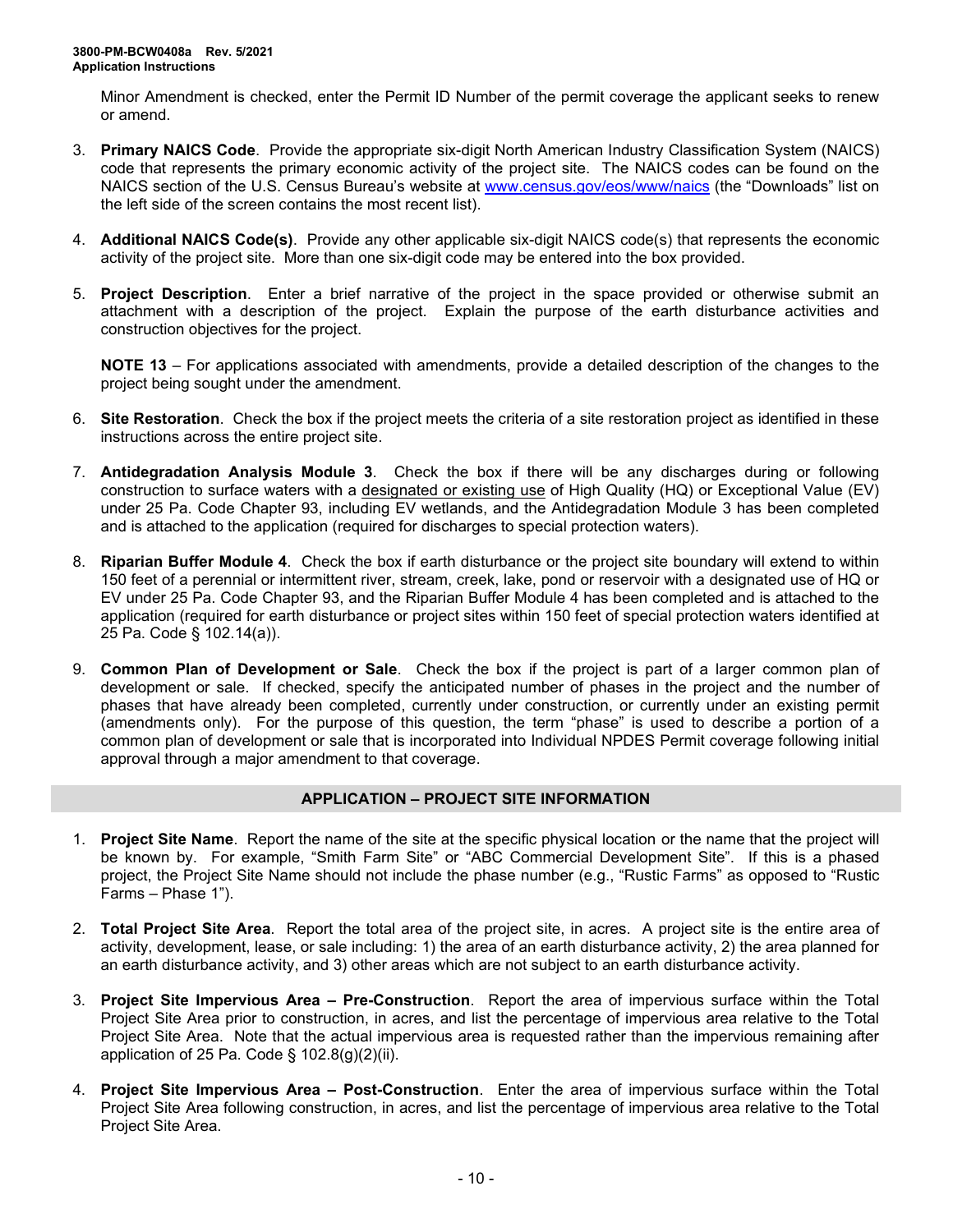Minor Amendment is checked, enter the Permit ID Number of the permit coverage the applicant seeks to renew or amend.

3. **Primary NAICS Code**. Provide the appropriate six-digit North American Industry Classification System (NAICS) code that represents the primary economic activity of the project site. The NAICS codes can be found on the NAICS section of the U.S. Census Bureau's website at www.census.gov/eos/www/naics (the "Downloads" list on the left side of the screen contains the most recent list).

4. **Additional NAICS Code(s)**. Provide any other applicable six-digit NAICS code(s) that represents the economic activity of the project site. More than one six-digit code may be entered into the box provided.

5. **Project Description**. Enter a brief narrative of the project in the space provided or otherwise submit an attachment with a description of the project. Explain the purpose of the earth disturbance activities and construction objectives for the project.

   **NOTE 13** – For applications associated with amendments, provide a detailed description of the changes to the project being sought under the amendment.

6. **Site Restoration**. Check the box if the project meets the criteria of a site restoration project as identified in these instructions across the entire project site.

7. **Antidegradation Analysis Module 3**. Check the box if there will be any discharges during or following construction to surface waters with a designated or existing use of High Quality (HQ) or Exceptional Value (EV) under 25 Pa. Code Chapter 93, including EV wetlands, and the Antidegradation Module 3 has been completed and is attached to the application (required for discharges to special protection waters).

8. **Riparian Buffer Module 4**. Check the box if earth disturbance or the project site boundary will extend to within 150 feet of a perennial or intermittent river, stream, creek, lake, pond or reservoir with a designated use of HQ or EV under 25 Pa. Code Chapter 93, and the Riparian Buffer Module 4 has been completed and is attached to the application (required for earth disturbance or project sites within 150 feet of special protection waters identified at 25 Pa. Code § 102.14(a)).

9. **Common Plan of Development or Sale**. Check the box if the project is part of a larger common plan of development or sale. If checked, specify the anticipated number of phases in the project and the number of phases that have already been completed, currently under construction, or currently under an existing permit (amendments only). For the purpose of this question, the term "phase" is used to describe a portion of a common plan of development or sale that is incorporated into Individual NPDES Permit coverage following initial approval through a major amendment to that coverage.

## APPLICATION – PROJECT SITE INFORMATION

1. **Project Site Name**. Report the name of the site at the specific physical location or the name that the project will be known by. For example, "Smith Farm Site" or "ABC Commercial Development Site". If this is a phased project, the Project Site Name should not include the phase number (e.g., "Rustic Farms" as opposed to "Rustic Farms – Phase 1").

2. **Total Project Site Area**. Report the total area of the project site, in acres. A project site is the entire area of activity, development, lease, or sale including: 1) the area of an earth disturbance activity, 2) the area planned for an earth disturbance activity, and 3) other areas which are not subject to an earth disturbance activity.

3. **Project Site Impervious Area – Pre-Construction**. Report the area of impervious surface within the Total Project Site Area prior to construction, in acres, and list the percentage of impervious area relative to the Total Project Site Area. Note that the actual impervious area is requested rather than the impervious remaining after application of 25 Pa. Code § 102.8(g)(2)(ii).

4. **Project Site Impervious Area – Post-Construction**. Enter the area of impervious surface within the Total Project Site Area following construction, in acres, and list the percentage of impervious area relative to the Total Project Site Area.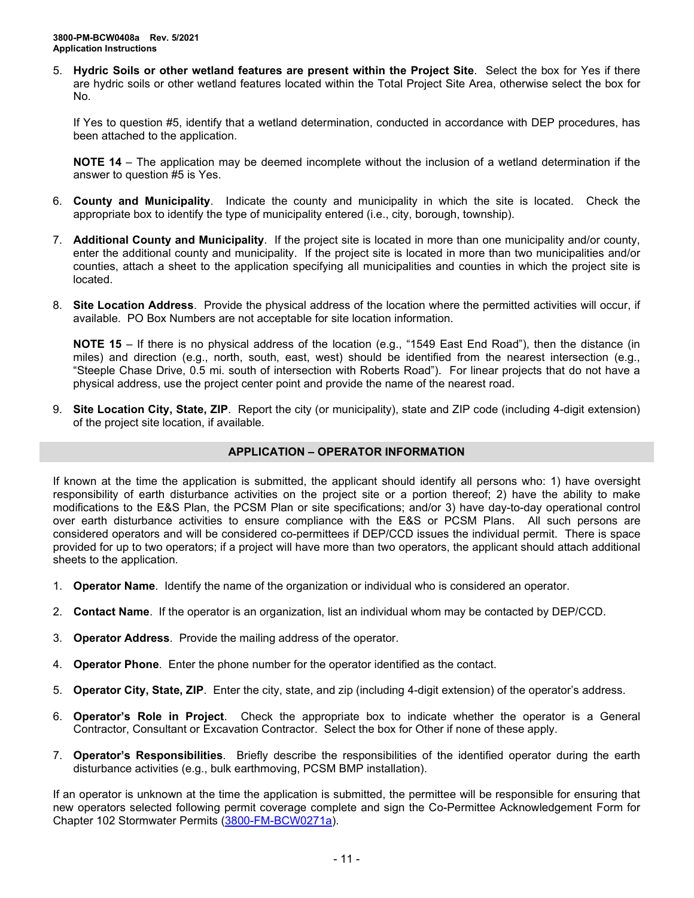5. **Hydric Soils or other wetland features are present within the Project Site**. Select the box for Yes if there are hydric soils or other wetland features located within the Total Project Site Area, otherwise select the box for No.

   If Yes to question #5, identify that a wetland determination, conducted in accordance with DEP procedures, has been attached to the application.

   **NOTE 14** – The application may be deemed incomplete without the inclusion of a wetland determination if the answer to question #5 is Yes.

6. **County and Municipality**. Indicate the county and municipality in which the site is located. Check the appropriate box to identify the type of municipality entered (i.e., city, borough, township).

7. **Additional County and Municipality**. If the project site is located in more than one municipality and/or county, enter the additional county and municipality. If the project site is located in more than two municipalities and/or counties, attach a sheet to the application specifying all municipalities and counties in which the project site is located.

8. **Site Location Address**. Provide the physical address of the location where the permitted activities will occur, if available. PO Box Numbers are not acceptable for site location information.

   **NOTE 15** – If there is no physical address of the location (e.g., "1549 East End Road"), then the distance (in miles) and direction (e.g., north, south, east, west) should be identified from the nearest intersection (e.g., "Steeple Chase Drive, 0.5 mi. south of intersection with Roberts Road"). For linear projects that do not have a physical address, use the project center point and provide the name of the nearest road.

9. **Site Location City, State, ZIP**. Report the city (or municipality), state and ZIP code (including 4-digit extension) of the project site location, if available.

## APPLICATION – OPERATOR INFORMATION

If known at the time the application is submitted, the applicant should identify all persons who: 1) have oversight responsibility of earth disturbance activities on the project site or a portion thereof; 2) have the ability to make modifications to the E&S Plan, the PCSM Plan or site specifications; and/or 3) have day-to-day operational control over earth disturbance activities to ensure compliance with the E&S or PCSM Plans. All such persons are considered operators and will be considered co-permittees if DEP/CCD issues the individual permit. There is space provided for up to two operators; if a project will have more than two operators, the applicant should attach additional sheets to the application.

1. **Operator Name**. Identify the name of the organization or individual who is considered an operator.

2. **Contact Name**. If the operator is an organization, list an individual whom may be contacted by DEP/CCD.

3. **Operator Address**. Provide the mailing address of the operator.

4. **Operator Phone**. Enter the phone number for the operator identified as the contact.

5. **Operator City, State, ZIP**. Enter the city, state, and zip (including 4-digit extension) of the operator's address.

6. **Operator's Role in Project**. Check the appropriate box to indicate whether the operator is a General Contractor, Consultant or Excavation Contractor. Select the box for Other if none of these apply.

7. **Operator's Responsibilities**. Briefly describe the responsibilities of the identified operator during the earth disturbance activities (e.g., bulk earthmoving, PCSM BMP installation).

If an operator is unknown at the time the application is submitted, the permittee will be responsible for ensuring that new operators selected following permit coverage complete and sign the Co-Permittee Acknowledgement Form for Chapter 102 Stormwater Permits (3800-FM-BCW0271a).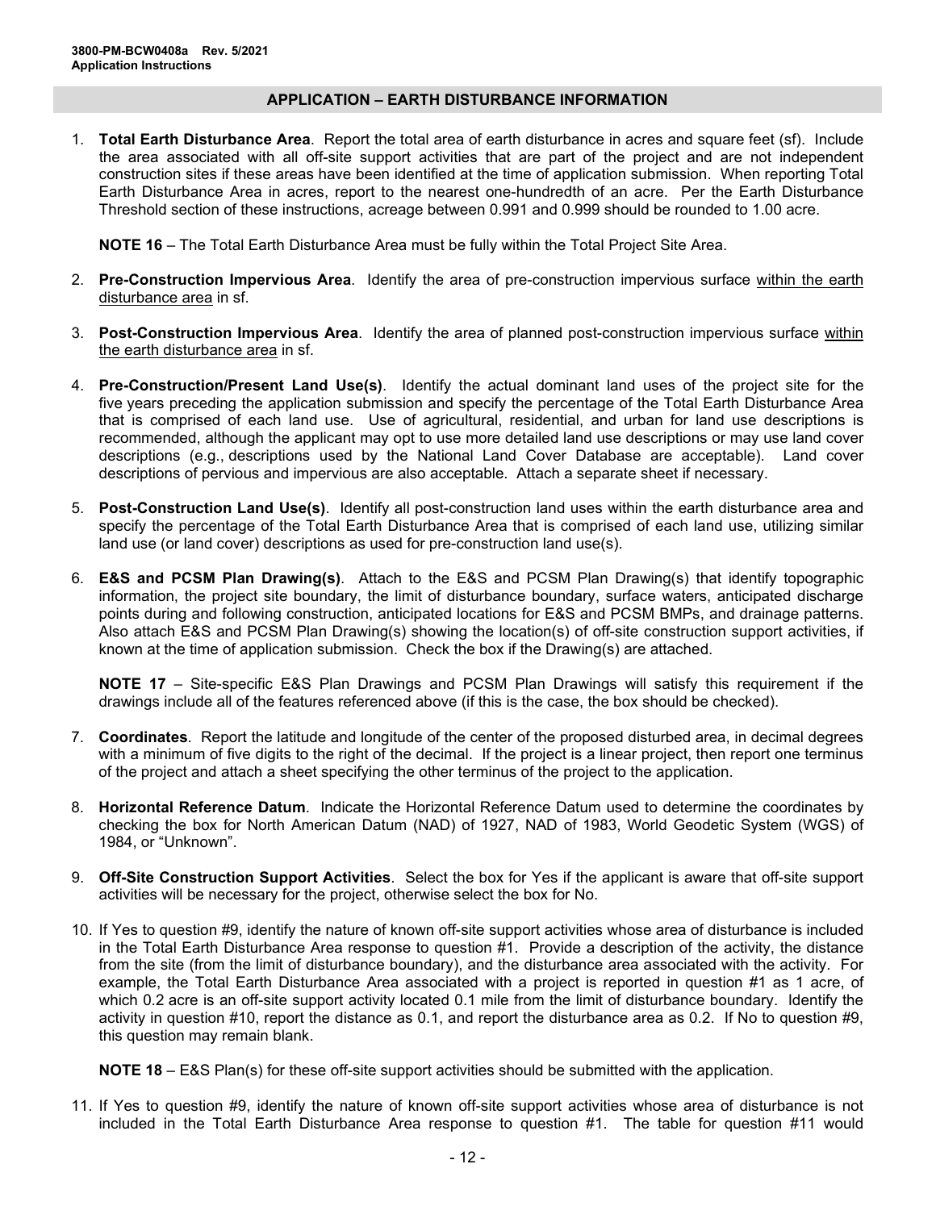## APPLICATION – EARTH DISTURBANCE INFORMATION

1. **Total Earth Disturbance Area**. Report the total area of earth disturbance in acres and square feet (sf). Include the area associated with all off-site support activities that are part of the project and are not independent construction sites if these areas have been identified at the time of application submission. When reporting Total Earth Disturbance Area in acres, report to the nearest one-hundredth of an acre. Per the Earth Disturbance Threshold section of these instructions, acreage between 0.991 and 0.999 should be rounded to 1.00 acre.

   **NOTE 16** – The Total Earth Disturbance Area must be fully within the Total Project Site Area.

2. **Pre-Construction Impervious Area**. Identify the area of pre-construction impervious surface within the earth disturbance area in sf.

3. **Post-Construction Impervious Area**. Identify the area of planned post-construction impervious surface within the earth disturbance area in sf.

4. **Pre-Construction/Present Land Use(s)**. Identify the actual dominant land uses of the project site for the five years preceding the application submission and specify the percentage of the Total Earth Disturbance Area that is comprised of each land use. Use of agricultural, residential, and urban for land use descriptions is recommended, although the applicant may opt to use more detailed land use descriptions or may use land cover descriptions (e.g., descriptions used by the National Land Cover Database are acceptable). Land cover descriptions of pervious and impervious are also acceptable. Attach a separate sheet if necessary.

5. **Post-Construction Land Use(s)**. Identify all post-construction land uses within the earth disturbance area and specify the percentage of the Total Earth Disturbance Area that is comprised of each land use, utilizing similar land use (or land cover) descriptions as used for pre-construction land use(s).

6. **E&S and PCSM Plan Drawing(s)**. Attach to the E&S and PCSM Plan Drawing(s) that identify topographic information, the project site boundary, the limit of disturbance boundary, surface waters, anticipated discharge points during and following construction, anticipated locations for E&S and PCSM BMPs, and drainage patterns. Also attach E&S and PCSM Plan Drawing(s) showing the location(s) of off-site construction support activities, if known at the time of application submission. Check the box if the Drawing(s) are attached.

   **NOTE 17** – Site-specific E&S Plan Drawings and PCSM Plan Drawings will satisfy this requirement if the drawings include all of the features referenced above (if this is the case, the box should be checked).

7. **Coordinates**. Report the latitude and longitude of the center of the proposed disturbed area, in decimal degrees with a minimum of five digits to the right of the decimal. If the project is a linear project, then report one terminus of the project and attach a sheet specifying the other terminus of the project to the application.

8. **Horizontal Reference Datum**. Indicate the Horizontal Reference Datum used to determine the coordinates by checking the box for North American Datum (NAD) of 1927, NAD of 1983, World Geodetic System (WGS) of 1984, or "Unknown".

9. **Off-Site Construction Support Activities**. Select the box for Yes if the applicant is aware that off-site support activities will be necessary for the project, otherwise select the box for No.

10. If Yes to question #9, identify the nature of known off-site support activities whose area of disturbance is included in the Total Earth Disturbance Area response to question #1. Provide a description of the activity, the distance from the site (from the limit of disturbance boundary), and the disturbance area associated with the activity. For example, the Total Earth Disturbance Area associated with a project is reported in question #1 as 1 acre, of which 0.2 acre is an off-site support activity located 0.1 mile from the limit of disturbance boundary. Identify the activity in question #10, report the distance as 0.1, and report the disturbance area as 0.2. If No to question #9, this question may remain blank.

    **NOTE 18** – E&S Plan(s) for these off-site support activities should be submitted with the application.

11. If Yes to question #9, identify the nature of known off-site support activities whose area of disturbance is not included in the Total Earth Disturbance Area response to question #1. The table for question #11 would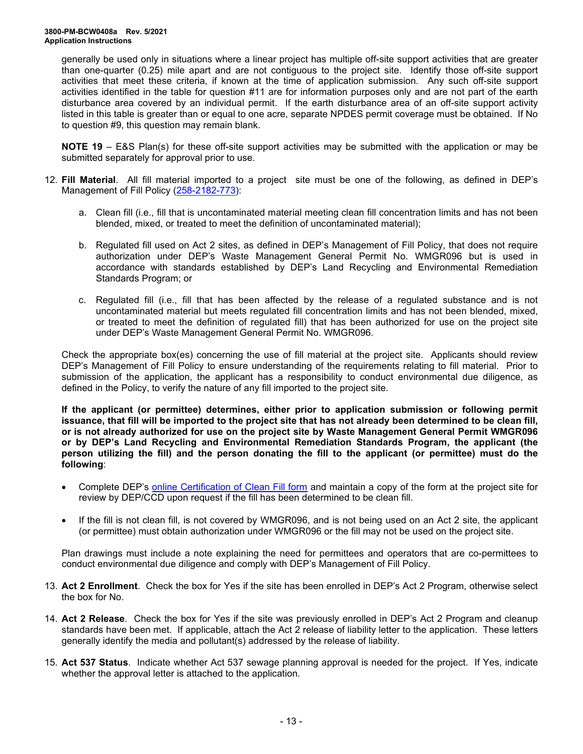generally be used only in situations where a linear project has multiple off-site support activities that are greater than one-quarter (0.25) mile apart and are not contiguous to the project site. Identify those off-site support activities that meet these criteria, if known at the time of application submission. Any such off-site support activities identified in the table for question #11 are for information purposes only and are not part of the earth disturbance area covered by an individual permit. If the earth disturbance area of an off-site support activity listed in this table is greater than or equal to one acre, separate NPDES permit coverage must be obtained. If No to question #9, this question may remain blank.

**NOTE 19** – E&S Plan(s) for these off-site support activities may be submitted with the application or may be submitted separately for approval prior to use.

12. **Fill Material**. All fill material imported to a project site must be one of the following, as defined in DEP's Management of Fill Policy (258-2182-773):

    a. Clean fill (i.e., fill that is uncontaminated material meeting clean fill concentration limits and has not been blended, mixed, or treated to meet the definition of uncontaminated material);

    b. Regulated fill used on Act 2 sites, as defined in DEP's Management of Fill Policy, that does not require authorization under DEP's Waste Management General Permit No. WMGR096 but is used in accordance with standards established by DEP's Land Recycling and Environmental Remediation Standards Program; or

    c. Regulated fill (i.e., fill that has been affected by the release of a regulated substance and is not uncontaminated material but meets regulated fill concentration limits and has not been blended, mixed, or treated to meet the definition of regulated fill) that has been authorized for use on the project site under DEP's Waste Management General Permit No. WMGR096.

    Check the appropriate box(es) concerning the use of fill material at the project site. Applicants should review DEP's Management of Fill Policy to ensure understanding of the requirements relating to fill material. Prior to submission of the application, the applicant has a responsibility to conduct environmental due diligence, as defined in the Policy, to verify the nature of any fill imported to the project site.

    **If the applicant (or permittee) determines, either prior to application submission or following permit issuance, that fill will be imported to the project site that has not already been determined to be clean fill, or is not already authorized for use on the project site by Waste Management General Permit WMGR096 or by DEP's Land Recycling and Environmental Remediation Standards Program, the applicant (the person utilizing the fill) and the person donating the fill to the applicant (or permittee) must do the following**:

    - Complete DEP's online Certification of Clean Fill form and maintain a copy of the form at the project site for review by DEP/CCD upon request if the fill has been determined to be clean fill.
    - If the fill is not clean fill, is not covered by WMGR096, and is not being used on an Act 2 site, the applicant (or permittee) must obtain authorization under WMGR096 or the fill may not be used on the project site.

    Plan drawings must include a note explaining the need for permittees and operators that are co-permittees to conduct environmental due diligence and comply with DEP's Management of Fill Policy.

13. **Act 2 Enrollment**. Check the box for Yes if the site has been enrolled in DEP's Act 2 Program, otherwise select the box for No.

14. **Act 2 Release**. Check the box for Yes if the site was previously enrolled in DEP's Act 2 Program and cleanup standards have been met. If applicable, attach the Act 2 release of liability letter to the application. These letters generally identify the media and pollutant(s) addressed by the release of liability.

15. **Act 537 Status**. Indicate whether Act 537 sewage planning approval is needed for the project. If Yes, indicate whether the approval letter is attached to the application.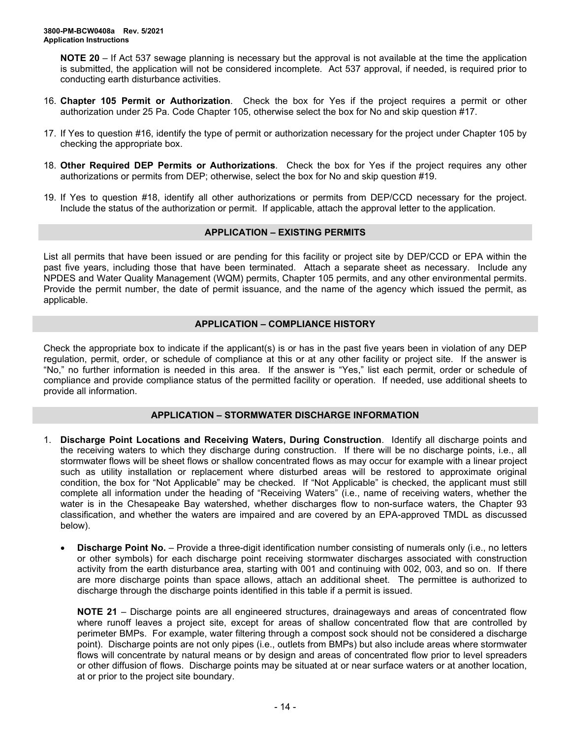**NOTE 20** – If Act 537 sewage planning is necessary but the approval is not available at the time the application is submitted, the application will not be considered incomplete. Act 537 approval, if needed, is required prior to conducting earth disturbance activities.

16. **Chapter 105 Permit or Authorization**. Check the box for Yes if the project requires a permit or other authorization under 25 Pa. Code Chapter 105, otherwise select the box for No and skip question #17.

17. If Yes to question #16, identify the type of permit or authorization necessary for the project under Chapter 105 by checking the appropriate box.

18. **Other Required DEP Permits or Authorizations**. Check the box for Yes if the project requires any other authorizations or permits from DEP; otherwise, select the box for No and skip question #19.

19. If Yes to question #18, identify all other authorizations or permits from DEP/CCD necessary for the project. Include the status of the authorization or permit. If applicable, attach the approval letter to the application.

## APPLICATION – EXISTING PERMITS

List all permits that have been issued or are pending for this facility or project site by DEP/CCD or EPA within the past five years, including those that have been terminated. Attach a separate sheet as necessary. Include any NPDES and Water Quality Management (WQM) permits, Chapter 105 permits, and any other environmental permits. Provide the permit number, the date of permit issuance, and the name of the agency which issued the permit, as applicable.

## APPLICATION – COMPLIANCE HISTORY

Check the appropriate box to indicate if the applicant(s) is or has in the past five years been in violation of any DEP regulation, permit, order, or schedule of compliance at this or at any other facility or project site. If the answer is "No," no further information is needed in this area. If the answer is "Yes," list each permit, order or schedule of compliance and provide compliance status of the permitted facility or operation. If needed, use additional sheets to provide all information.

## APPLICATION – STORMWATER DISCHARGE INFORMATION

1. **Discharge Point Locations and Receiving Waters, During Construction**. Identify all discharge points and the receiving waters to which they discharge during construction. If there will be no discharge points, i.e., all stormwater flows will be sheet flows or shallow concentrated flows as may occur for example with a linear project such as utility installation or replacement where disturbed areas will be restored to approximate original condition, the box for "Not Applicable" may be checked. If "Not Applicable" is checked, the applicant must still complete all information under the heading of "Receiving Waters" (i.e., name of receiving waters, whether the water is in the Chesapeake Bay watershed, whether discharges flow to non-surface waters, the Chapter 93 classification, and whether the waters are impaired and are covered by an EPA-approved TMDL as discussed below).

   - **Discharge Point No.** – Provide a three-digit identification number consisting of numerals only (i.e., no letters or other symbols) for each discharge point receiving stormwater discharges associated with construction activity from the earth disturbance area, starting with 001 and continuing with 002, 003, and so on. If there are more discharge points than space allows, attach an additional sheet. The permittee is authorized to discharge through the discharge points identified in this table if a permit is issued.

   **NOTE 21** – Discharge points are all engineered structures, drainageways and areas of concentrated flow where runoff leaves a project site, except for areas of shallow concentrated flow that are controlled by perimeter BMPs. For example, water filtering through a compost sock should not be considered a discharge point). Discharge points are not only pipes (i.e., outlets from BMPs) but also include areas where stormwater flows will concentrate by natural means or by design and areas of concentrated flow prior to level spreaders or other diffusion of flows. Discharge points may be situated at or near surface waters or at another location, at or prior to the project site boundary.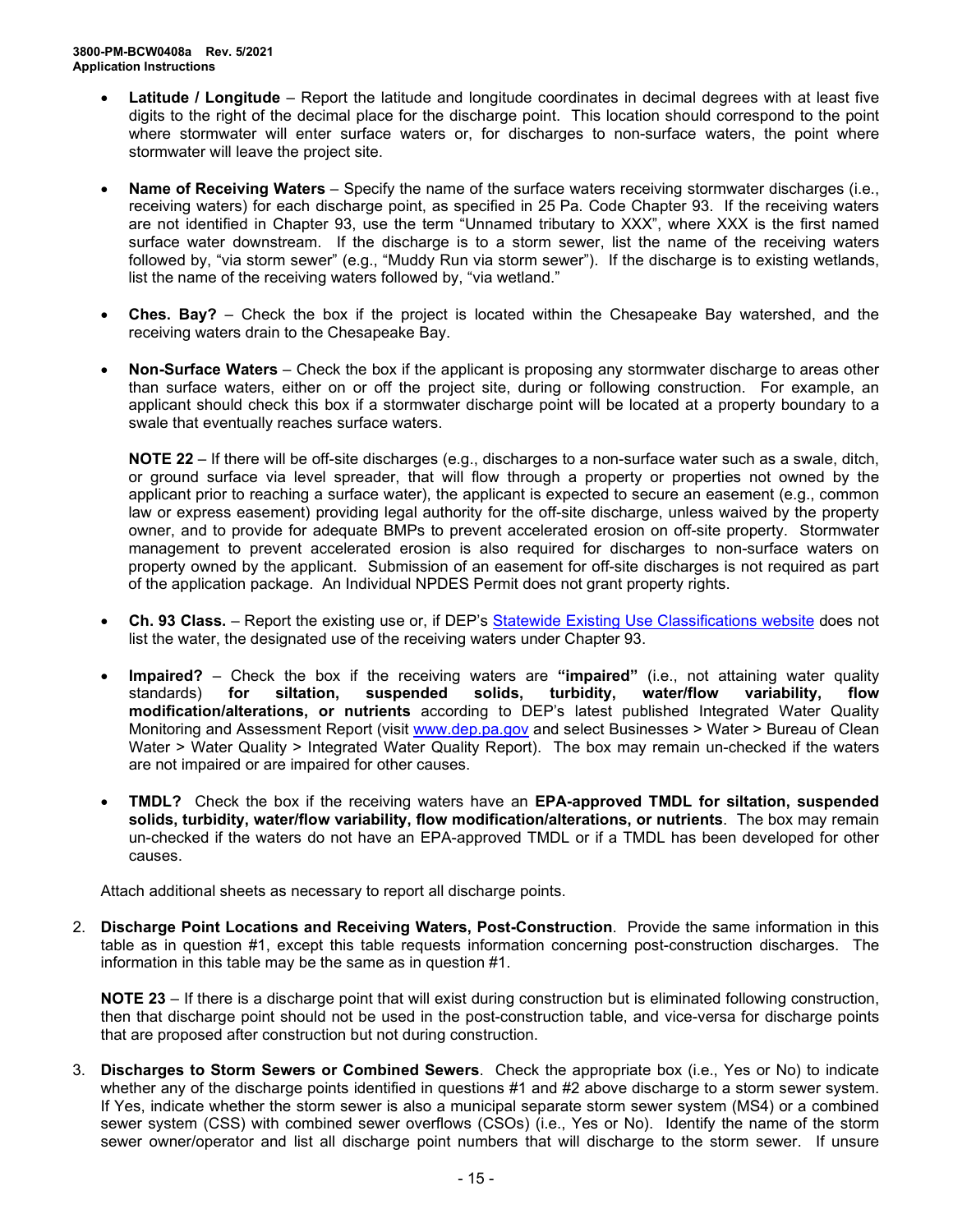- **Latitude / Longitude** – Report the latitude and longitude coordinates in decimal degrees with at least five digits to the right of the decimal place for the discharge point. This location should correspond to the point where stormwater will enter surface waters or, for discharges to non-surface waters, the point where stormwater will leave the project site.

- **Name of Receiving Waters** – Specify the name of the surface waters receiving stormwater discharges (i.e., receiving waters) for each discharge point, as specified in 25 Pa. Code Chapter 93. If the receiving waters are not identified in Chapter 93, use the term "Unnamed tributary to XXX", where XXX is the first named surface water downstream. If the discharge is to a storm sewer, list the name of the receiving waters followed by, "via storm sewer" (e.g., "Muddy Run via storm sewer"). If the discharge is to existing wetlands, list the name of the receiving waters followed by, "via wetland."

- **Ches. Bay?** – Check the box if the project is located within the Chesapeake Bay watershed, and the receiving waters drain to the Chesapeake Bay.

- **Non-Surface Waters** – Check the box if the applicant is proposing any stormwater discharge to areas other than surface waters, either on or off the project site, during or following construction. For example, an applicant should check this box if a stormwater discharge point will be located at a property boundary to a swale that eventually reaches surface waters.

  **NOTE 22** – If there will be off-site discharges (e.g., discharges to a non-surface water such as a swale, ditch, or ground surface via level spreader, that will flow through a property or properties not owned by the applicant prior to reaching a surface water), the applicant is expected to secure an easement (e.g., common law or express easement) providing legal authority for the off-site discharge, unless waived by the property owner, and to provide for adequate BMPs to prevent accelerated erosion on off-site property. Stormwater management to prevent accelerated erosion is also required for discharges to non-surface waters on property owned by the applicant. Submission of an easement for off-site discharges is not required as part of the application package. An Individual NPDES Permit does not grant property rights.

- **Ch. 93 Class.** – Report the existing use or, if DEP's Statewide Existing Use Classifications website does not list the water, the designated use of the receiving waters under Chapter 93.

- **Impaired?** – Check the box if the receiving waters are **"impaired"** (i.e., not attaining water quality standards) **for siltation, suspended solids, turbidity, water/flow variability, flow modification/alterations, or nutrients** according to DEP's latest published Integrated Water Quality Monitoring and Assessment Report (visit www.dep.pa.gov and select Businesses > Water > Bureau of Clean Water > Water Quality > Integrated Water Quality Report). The box may remain un-checked if the waters are not impaired or are impaired for other causes.

- **TMDL?** Check the box if the receiving waters have an **EPA-approved TMDL for siltation, suspended solids, turbidity, water/flow variability, flow modification/alterations, or nutrients**. The box may remain un-checked if the waters do not have an EPA-approved TMDL or if a TMDL has been developed for other causes.

Attach additional sheets as necessary to report all discharge points.

2. **Discharge Point Locations and Receiving Waters, Post-Construction**. Provide the same information in this table as in question #1, except this table requests information concerning post-construction discharges. The information in this table may be the same as in question #1.

   **NOTE 23** – If there is a discharge point that will exist during construction but is eliminated following construction, then that discharge point should not be used in the post-construction table, and vice-versa for discharge points that are proposed after construction but not during construction.

3. **Discharges to Storm Sewers or Combined Sewers**. Check the appropriate box (i.e., Yes or No) to indicate whether any of the discharge points identified in questions #1 and #2 above discharge to a storm sewer system. If Yes, indicate whether the storm sewer is also a municipal separate storm sewer system (MS4) or a combined sewer system (CSS) with combined sewer overflows (CSOs) (i.e., Yes or No). Identify the name of the storm sewer owner/operator and list all discharge point numbers that will discharge to the storm sewer. If unsure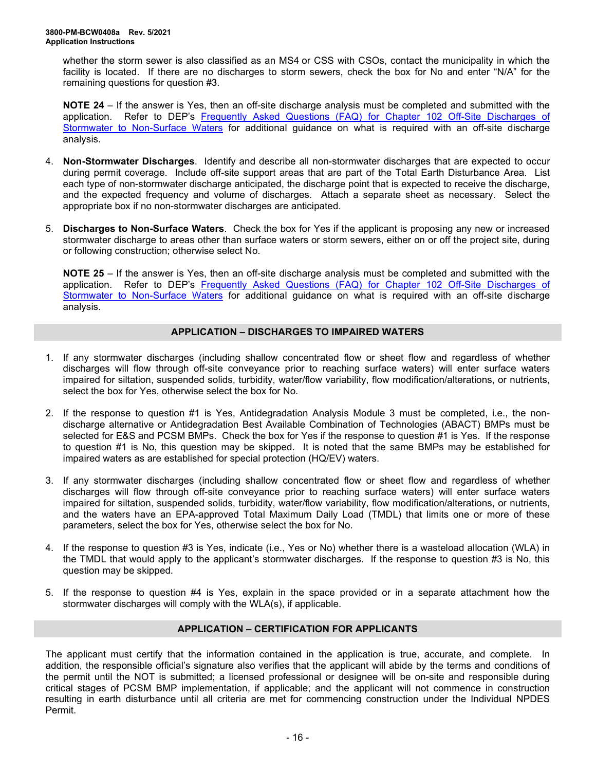whether the storm sewer is also classified as an MS4 or CSS with CSOs, contact the municipality in which the facility is located. If there are no discharges to storm sewers, check the box for No and enter "N/A" for the remaining questions for question #3.

**NOTE 24** – If the answer is Yes, then an off-site discharge analysis must be completed and submitted with the application. Refer to DEP's [Frequently Asked Questions (FAQ) for Chapter 102 Off-Site Discharges of Stormwater to Non-Surface Waters]() for additional guidance on what is required with an off-site discharge analysis.

4. **Non-Stormwater Discharges**. Identify and describe all non-stormwater discharges that are expected to occur during permit coverage. Include off-site support areas that are part of the Total Earth Disturbance Area. List each type of non-stormwater discharge anticipated, the discharge point that is expected to receive the discharge, and the expected frequency and volume of discharges. Attach a separate sheet as necessary. Select the appropriate box if no non-stormwater discharges are anticipated.

5. **Discharges to Non-Surface Waters**. Check the box for Yes if the applicant is proposing any new or increased stormwater discharge to areas other than surface waters or storm sewers, either on or off the project site, during or following construction; otherwise select No.

   **NOTE 25** – If the answer is Yes, then an off-site discharge analysis must be completed and submitted with the application. Refer to DEP's [Frequently Asked Questions (FAQ) for Chapter 102 Off-Site Discharges of Stormwater to Non-Surface Waters]() for additional guidance on what is required with an off-site discharge analysis.

## APPLICATION – DISCHARGES TO IMPAIRED WATERS

1. If any stormwater discharges (including shallow concentrated flow or sheet flow and regardless of whether discharges will flow through off-site conveyance prior to reaching surface waters) will enter surface waters impaired for siltation, suspended solids, turbidity, water/flow variability, flow modification/alterations, or nutrients, select the box for Yes, otherwise select the box for No.

2. If the response to question #1 is Yes, Antidegradation Analysis Module 3 must be completed, i.e., the non-discharge alternative or Antidegradation Best Available Combination of Technologies (ABACT) BMPs must be selected for E&S and PCSM BMPs. Check the box for Yes if the response to question #1 is Yes. If the response to question #1 is No, this question may be skipped. It is noted that the same BMPs may be established for impaired waters as are established for special protection (HQ/EV) waters.

3. If any stormwater discharges (including shallow concentrated flow or sheet flow and regardless of whether discharges will flow through off-site conveyance prior to reaching surface waters) will enter surface waters impaired for siltation, suspended solids, turbidity, water/flow variability, flow modification/alterations, or nutrients, and the waters have an EPA-approved Total Maximum Daily Load (TMDL) that limits one or more of these parameters, select the box for Yes, otherwise select the box for No.

4. If the response to question #3 is Yes, indicate (i.e., Yes or No) whether there is a wasteload allocation (WLA) in the TMDL that would apply to the applicant's stormwater discharges. If the response to question #3 is No, this question may be skipped.

5. If the response to question #4 is Yes, explain in the space provided or in a separate attachment how the stormwater discharges will comply with the WLA(s), if applicable.

## APPLICATION – CERTIFICATION FOR APPLICANTS

The applicant must certify that the information contained in the application is true, accurate, and complete. In addition, the responsible official's signature also verifies that the applicant will abide by the terms and conditions of the permit until the NOT is submitted; a licensed professional or designee will be on-site and responsible during critical stages of PCSM BMP implementation, if applicable; and the applicant will not commence in construction resulting in earth disturbance until all criteria are met for commencing construction under the Individual NPDES Permit.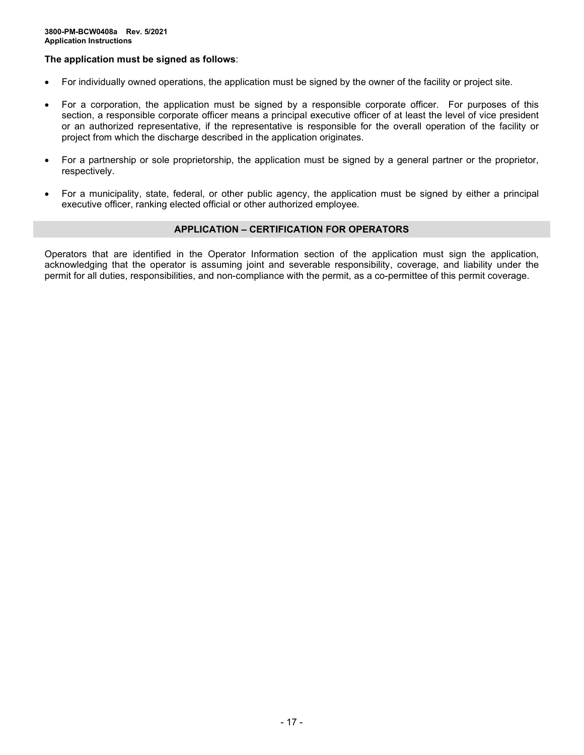**The application must be signed as follows**:

- For individually owned operations, the application must be signed by the owner of the facility or project site.
- For a corporation, the application must be signed by a responsible corporate officer. For purposes of this section, a responsible corporate officer means a principal executive officer of at least the level of vice president or an authorized representative, if the representative is responsible for the overall operation of the facility or project from which the discharge described in the application originates.
- For a partnership or sole proprietorship, the application must be signed by a general partner or the proprietor, respectively.
- For a municipality, state, federal, or other public agency, the application must be signed by either a principal executive officer, ranking elected official or other authorized employee.

## APPLICATION – CERTIFICATION FOR OPERATORS

Operators that are identified in the Operator Information section of the application must sign the application, acknowledging that the operator is assuming joint and severable responsibility, coverage, and liability under the permit for all duties, responsibilities, and non-compliance with the permit, as a co-permittee of this permit coverage.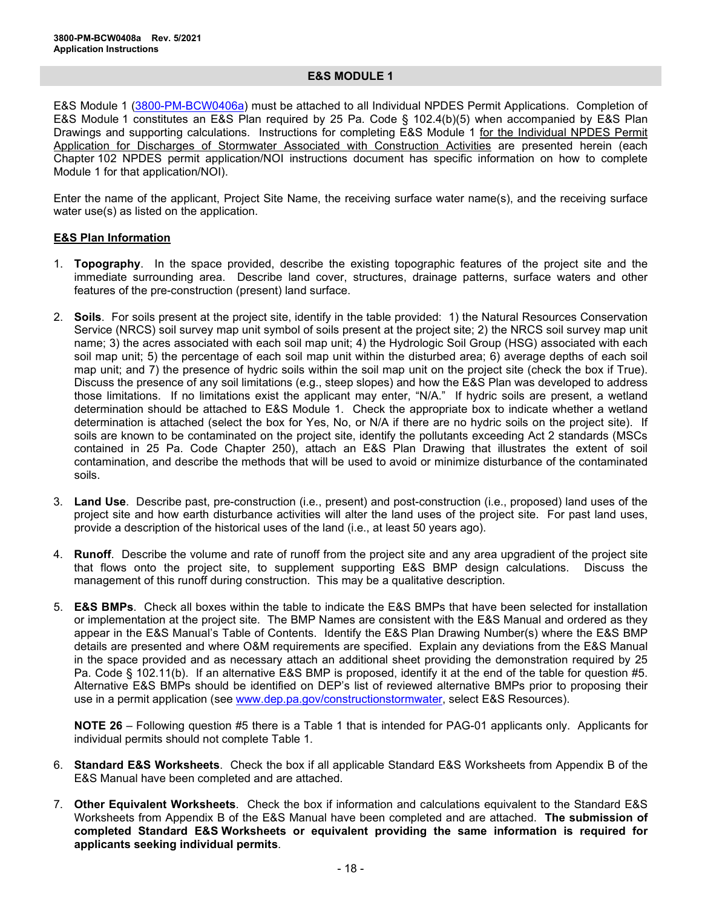## E&S MODULE 1

E&S Module 1 (3800-PM-BCW0406a) must be attached to all Individual NPDES Permit Applications. Completion of E&S Module 1 constitutes an E&S Plan required by 25 Pa. Code § 102.4(b)(5) when accompanied by E&S Plan Drawings and supporting calculations. Instructions for completing E&S Module 1 for the Individual NPDES Permit Application for Discharges of Stormwater Associated with Construction Activities are presented herein (each Chapter 102 NPDES permit application/NOI instructions document has specific information on how to complete Module 1 for that application/NOI).

Enter the name of the applicant, Project Site Name, the receiving surface water name(s), and the receiving surface water use(s) as listed on the application.

### E&S Plan Information

1. **Topography**. In the space provided, describe the existing topographic features of the project site and the immediate surrounding area. Describe land cover, structures, drainage patterns, surface waters and other features of the pre-construction (present) land surface.

2. **Soils**. For soils present at the project site, identify in the table provided: 1) the Natural Resources Conservation Service (NRCS) soil survey map unit symbol of soils present at the project site; 2) the NRCS soil survey map unit name; 3) the acres associated with each soil map unit; 4) the Hydrologic Soil Group (HSG) associated with each soil map unit; 5) the percentage of each soil map unit within the disturbed area; 6) average depths of each soil map unit; and 7) the presence of hydric soils within the soil map unit on the project site (check the box if True). Discuss the presence of any soil limitations (e.g., steep slopes) and how the E&S Plan was developed to address those limitations. If no limitations exist the applicant may enter, "N/A." If hydric soils are present, a wetland determination should be attached to E&S Module 1. Check the appropriate box to indicate whether a wetland determination is attached (select the box for Yes, No, or N/A if there are no hydric soils on the project site). If soils are known to be contaminated on the project site, identify the pollutants exceeding Act 2 standards (MSCs contained in 25 Pa. Code Chapter 250), attach an E&S Plan Drawing that illustrates the extent of soil contamination, and describe the methods that will be used to avoid or minimize disturbance of the contaminated soils.

3. **Land Use**. Describe past, pre-construction (i.e., present) and post-construction (i.e., proposed) land uses of the project site and how earth disturbance activities will alter the land uses of the project site. For past land uses, provide a description of the historical uses of the land (i.e., at least 50 years ago).

4. **Runoff**. Describe the volume and rate of runoff from the project site and any area upgradient of the project site that flows onto the project site, to supplement supporting E&S BMP design calculations. Discuss the management of this runoff during construction. This may be a qualitative description.

5. **E&S BMPs**. Check all boxes within the table to indicate the E&S BMPs that have been selected for installation or implementation at the project site. The BMP Names are consistent with the E&S Manual and ordered as they appear in the E&S Manual's Table of Contents. Identify the E&S Plan Drawing Number(s) where the E&S BMP details are presented and where O&M requirements are specified. Explain any deviations from the E&S Manual in the space provided and as necessary attach an additional sheet providing the demonstration required by 25 Pa. Code § 102.11(b). If an alternative E&S BMP is proposed, identify it at the end of the table for question #5. Alternative E&S BMPs should be identified on DEP's list of reviewed alternative BMPs prior to proposing their use in a permit application (see www.dep.pa.gov/constructionstormwater, select E&S Resources).

   **NOTE 26** – Following question #5 there is a Table 1 that is intended for PAG-01 applicants only. Applicants for individual permits should not complete Table 1.

6. **Standard E&S Worksheets**. Check the box if all applicable Standard E&S Worksheets from Appendix B of the E&S Manual have been completed and are attached.

7. **Other Equivalent Worksheets**. Check the box if information and calculations equivalent to the Standard E&S Worksheets from Appendix B of the E&S Manual have been completed and are attached. **The submission of completed Standard E&S Worksheets or equivalent providing the same information is required for applicants seeking individual permits**.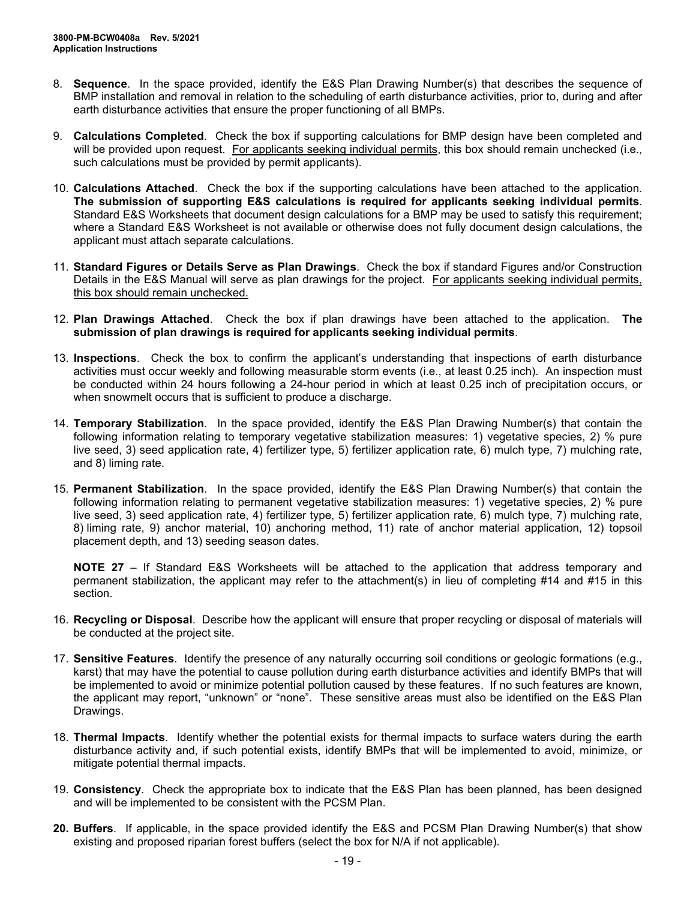8. **Sequence**. In the space provided, identify the E&S Plan Drawing Number(s) that describes the sequence of BMP installation and removal in relation to the scheduling of earth disturbance activities, prior to, during and after earth disturbance activities that ensure the proper functioning of all BMPs.

9. **Calculations Completed**. Check the box if supporting calculations for BMP design have been completed and will be provided upon request. For applicants seeking individual permits, this box should remain unchecked (i.e., such calculations must be provided by permit applicants).

10. **Calculations Attached**. Check the box if the supporting calculations have been attached to the application. **The submission of supporting E&S calculations is required for applicants seeking individual permits**. Standard E&S Worksheets that document design calculations for a BMP may be used to satisfy this requirement; where a Standard E&S Worksheet is not available or otherwise does not fully document design calculations, the applicant must attach separate calculations.

11. **Standard Figures or Details Serve as Plan Drawings**. Check the box if standard Figures and/or Construction Details in the E&S Manual will serve as plan drawings for the project. For applicants seeking individual permits, this box should remain unchecked.

12. **Plan Drawings Attached**. Check the box if plan drawings have been attached to the application. **The submission of plan drawings is required for applicants seeking individual permits**.

13. **Inspections**. Check the box to confirm the applicant's understanding that inspections of earth disturbance activities must occur weekly and following measurable storm events (i.e., at least 0.25 inch). An inspection must be conducted within 24 hours following a 24-hour period in which at least 0.25 inch of precipitation occurs, or when snowmelt occurs that is sufficient to produce a discharge.

14. **Temporary Stabilization**. In the space provided, identify the E&S Plan Drawing Number(s) that contain the following information relating to temporary vegetative stabilization measures: 1) vegetative species, 2) % pure live seed, 3) seed application rate, 4) fertilizer type, 5) fertilizer application rate, 6) mulch type, 7) mulching rate, and 8) liming rate.

15. **Permanent Stabilization**. In the space provided, identify the E&S Plan Drawing Number(s) that contain the following information relating to permanent vegetative stabilization measures: 1) vegetative species, 2) % pure live seed, 3) seed application rate, 4) fertilizer type, 5) fertilizer application rate, 6) mulch type, 7) mulching rate, 8) liming rate, 9) anchor material, 10) anchoring method, 11) rate of anchor material application, 12) topsoil placement depth, and 13) seeding season dates.

    **NOTE 27** – If Standard E&S Worksheets will be attached to the application that address temporary and permanent stabilization, the applicant may refer to the attachment(s) in lieu of completing #14 and #15 in this section.

16. **Recycling or Disposal**. Describe how the applicant will ensure that proper recycling or disposal of materials will be conducted at the project site.

17. **Sensitive Features**. Identify the presence of any naturally occurring soil conditions or geologic formations (e.g., karst) that may have the potential to cause pollution during earth disturbance activities and identify BMPs that will be implemented to avoid or minimize potential pollution caused by these features. If no such features are known, the applicant may report, "unknown" or "none". These sensitive areas must also be identified on the E&S Plan Drawings.

18. **Thermal Impacts**. Identify whether the potential exists for thermal impacts to surface waters during the earth disturbance activity and, if such potential exists, identify BMPs that will be implemented to avoid, minimize, or mitigate potential thermal impacts.

19. **Consistency**. Check the appropriate box to indicate that the E&S Plan has been planned, has been designed and will be implemented to be consistent with the PCSM Plan.

20. **Buffers**. If applicable, in the space provided identify the E&S and PCSM Plan Drawing Number(s) that show existing and proposed riparian forest buffers (select the box for N/A if not applicable).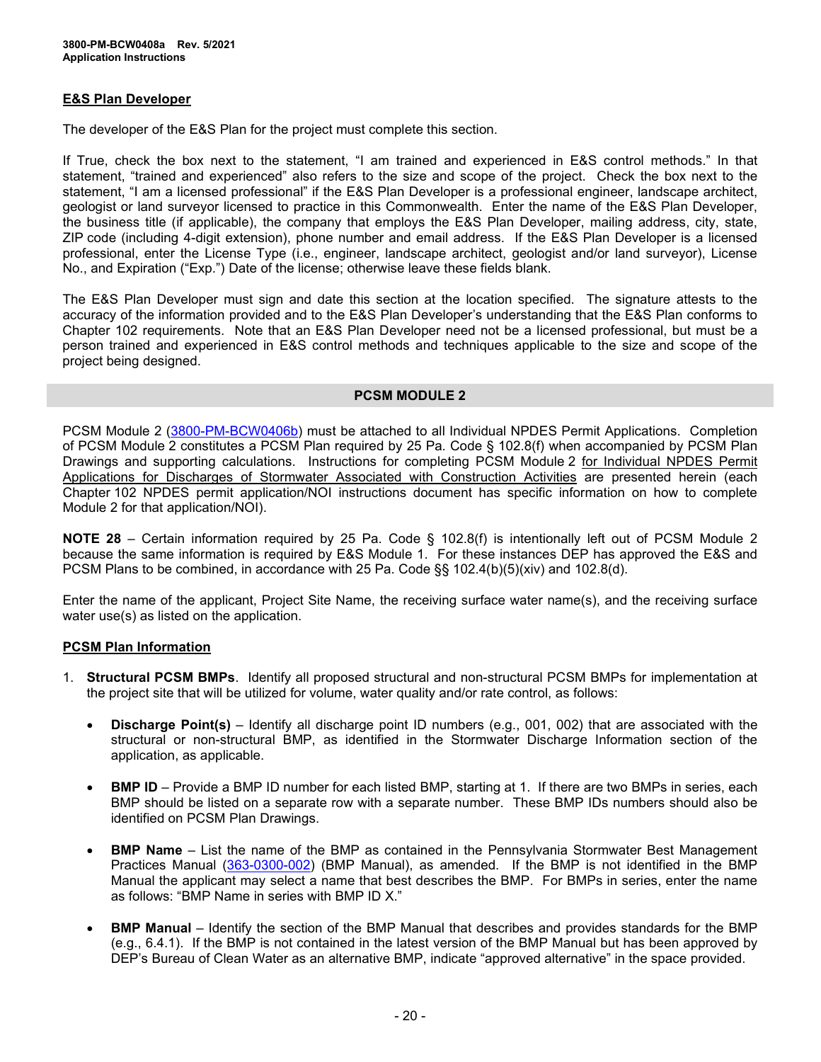## E&S Plan Developer

The developer of the E&S Plan for the project must complete this section.

If True, check the box next to the statement, "I am trained and experienced in E&S control methods." In that statement, "trained and experienced" also refers to the size and scope of the project. Check the box next to the statement, "I am a licensed professional" if the E&S Plan Developer is a professional engineer, landscape architect, geologist or land surveyor licensed to practice in this Commonwealth. Enter the name of the E&S Plan Developer, the business title (if applicable), the company that employs the E&S Plan Developer, mailing address, city, state, ZIP code (including 4-digit extension), phone number and email address. If the E&S Plan Developer is a licensed professional, enter the License Type (i.e., engineer, landscape architect, geologist and/or land surveyor), License No., and Expiration ("Exp.") Date of the license; otherwise leave these fields blank.

The E&S Plan Developer must sign and date this section at the location specified. The signature attests to the accuracy of the information provided and to the E&S Plan Developer's understanding that the E&S Plan conforms to Chapter 102 requirements. Note that an E&S Plan Developer need not be a licensed professional, but must be a person trained and experienced in E&S control methods and techniques applicable to the size and scope of the project being designed.

## PCSM MODULE 2

PCSM Module 2 (3800-PM-BCW0406b) must be attached to all Individual NPDES Permit Applications. Completion of PCSM Module 2 constitutes a PCSM Plan required by 25 Pa. Code § 102.8(f) when accompanied by PCSM Plan Drawings and supporting calculations. Instructions for completing PCSM Module 2 for Individual NPDES Permit Applications for Discharges of Stormwater Associated with Construction Activities are presented herein (each Chapter 102 NPDES permit application/NOI instructions document has specific information on how to complete Module 2 for that application/NOI).

**NOTE 28** – Certain information required by 25 Pa. Code § 102.8(f) is intentionally left out of PCSM Module 2 because the same information is required by E&S Module 1. For these instances DEP has approved the E&S and PCSM Plans to be combined, in accordance with 25 Pa. Code §§ 102.4(b)(5)(xiv) and 102.8(d).

Enter the name of the applicant, Project Site Name, the receiving surface water name(s), and the receiving surface water use(s) as listed on the application.

### PCSM Plan Information

1. **Structural PCSM BMPs**. Identify all proposed structural and non-structural PCSM BMPs for implementation at the project site that will be utilized for volume, water quality and/or rate control, as follows:

   - **Discharge Point(s)** – Identify all discharge point ID numbers (e.g., 001, 002) that are associated with the structural or non-structural BMP, as identified in the Stormwater Discharge Information section of the application, as applicable.

   - **BMP ID** – Provide a BMP ID number for each listed BMP, starting at 1. If there are two BMPs in series, each BMP should be listed on a separate row with a separate number. These BMP IDs numbers should also be identified on PCSM Plan Drawings.

   - **BMP Name** – List the name of the BMP as contained in the Pennsylvania Stormwater Best Management Practices Manual (363-0300-002) (BMP Manual), as amended. If the BMP is not identified in the BMP Manual the applicant may select a name that best describes the BMP. For BMPs in series, enter the name as follows: "BMP Name in series with BMP ID X."

   - **BMP Manual** – Identify the section of the BMP Manual that describes and provides standards for the BMP (e.g., 6.4.1). If the BMP is not contained in the latest version of the BMP Manual but has been approved by DEP's Bureau of Clean Water as an alternative BMP, indicate "approved alternative" in the space provided.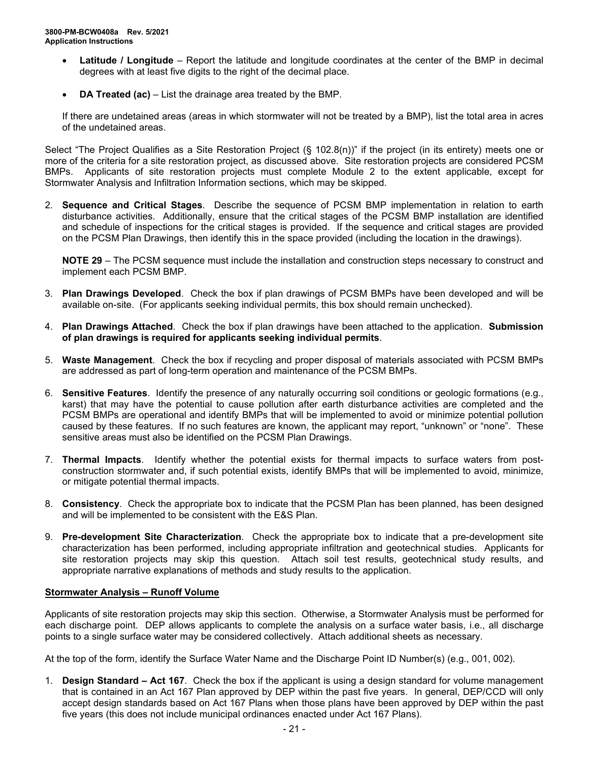- **Latitude / Longitude** – Report the latitude and longitude coordinates at the center of the BMP in decimal degrees with at least five digits to the right of the decimal place.
- **DA Treated (ac)** – List the drainage area treated by the BMP.

If there are undetained areas (areas in which stormwater will not be treated by a BMP), list the total area in acres of the undetained areas.

Select "The Project Qualifies as a Site Restoration Project (§ 102.8(n))" if the project (in its entirety) meets one or more of the criteria for a site restoration project, as discussed above. Site restoration projects are considered PCSM BMPs. Applicants of site restoration projects must complete Module 2 to the extent applicable, except for Stormwater Analysis and Infiltration Information sections, which may be skipped.

2. **Sequence and Critical Stages**. Describe the sequence of PCSM BMP implementation in relation to earth disturbance activities. Additionally, ensure that the critical stages of the PCSM BMP installation are identified and schedule of inspections for the critical stages is provided. If the sequence and critical stages are provided on the PCSM Plan Drawings, then identify this in the space provided (including the location in the drawings).

   **NOTE 29** – The PCSM sequence must include the installation and construction steps necessary to construct and implement each PCSM BMP.

3. **Plan Drawings Developed**. Check the box if plan drawings of PCSM BMPs have been developed and will be available on-site. (For applicants seeking individual permits, this box should remain unchecked).

4. **Plan Drawings Attached**. Check the box if plan drawings have been attached to the application. **Submission of plan drawings is required for applicants seeking individual permits**.

5. **Waste Management**. Check the box if recycling and proper disposal of materials associated with PCSM BMPs are addressed as part of long-term operation and maintenance of the PCSM BMPs.

6. **Sensitive Features**. Identify the presence of any naturally occurring soil conditions or geologic formations (e.g., karst) that may have the potential to cause pollution after earth disturbance activities are completed and the PCSM BMPs are operational and identify BMPs that will be implemented to avoid or minimize potential pollution caused by these features. If no such features are known, the applicant may report, "unknown" or "none". These sensitive areas must also be identified on the PCSM Plan Drawings.

7. **Thermal Impacts**. Identify whether the potential exists for thermal impacts to surface waters from post-construction stormwater and, if such potential exists, identify BMPs that will be implemented to avoid, minimize, or mitigate potential thermal impacts.

8. **Consistency**. Check the appropriate box to indicate that the PCSM Plan has been planned, has been designed and will be implemented to be consistent with the E&S Plan.

9. **Pre-development Site Characterization**. Check the appropriate box to indicate that a pre-development site characterization has been performed, including appropriate infiltration and geotechnical studies. Applicants for site restoration projects may skip this question. Attach soil test results, geotechnical study results, and appropriate narrative explanations of methods and study results to the application.

## Stormwater Analysis – Runoff Volume

Applicants of site restoration projects may skip this section. Otherwise, a Stormwater Analysis must be performed for each discharge point. DEP allows applicants to complete the analysis on a surface water basis, i.e., all discharge points to a single surface water may be considered collectively. Attach additional sheets as necessary.

At the top of the form, identify the Surface Water Name and the Discharge Point ID Number(s) (e.g., 001, 002).

1. **Design Standard – Act 167**. Check the box if the applicant is using a design standard for volume management that is contained in an Act 167 Plan approved by DEP within the past five years. In general, DEP/CCD will only accept design standards based on Act 167 Plans when those plans have been approved by DEP within the past five years (this does not include municipal ordinances enacted under Act 167 Plans).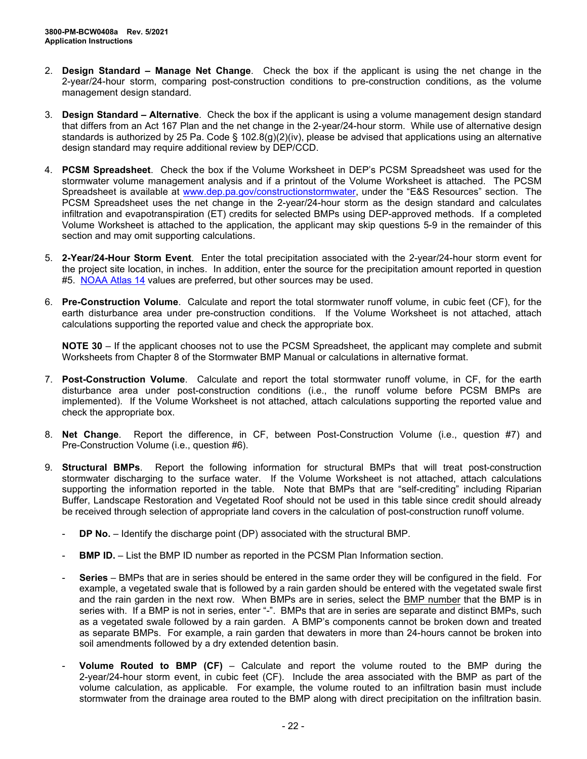2. **Design Standard – Manage Net Change**. Check the box if the applicant is using the net change in the 2-year/24-hour storm, comparing post-construction conditions to pre-construction conditions, as the volume management design standard.

3. **Design Standard – Alternative**. Check the box if the applicant is using a volume management design standard that differs from an Act 167 Plan and the net change in the 2-year/24-hour storm. While use of alternative design standards is authorized by 25 Pa. Code § 102.8(g)(2)(iv), please be advised that applications using an alternative design standard may require additional review by DEP/CCD.

4. **PCSM Spreadsheet**. Check the box if the Volume Worksheet in DEP's PCSM Spreadsheet was used for the stormwater volume management analysis and if a printout of the Volume Worksheet is attached. The PCSM Spreadsheet is available at www.dep.pa.gov/constructionstormwater, under the "E&S Resources" section. The PCSM Spreadsheet uses the net change in the 2-year/24-hour storm as the design standard and calculates infiltration and evapotranspiration (ET) credits for selected BMPs using DEP-approved methods. If a completed Volume Worksheet is attached to the application, the applicant may skip questions 5-9 in the remainder of this section and may omit supporting calculations.

5. **2-Year/24-Hour Storm Event**. Enter the total precipitation associated with the 2-year/24-hour storm event for the project site location, in inches. In addition, enter the source for the precipitation amount reported in question #5. NOAA Atlas 14 values are preferred, but other sources may be used.

6. **Pre-Construction Volume**. Calculate and report the total stormwater runoff volume, in cubic feet (CF), for the earth disturbance area under pre-construction conditions. If the Volume Worksheet is not attached, attach calculations supporting the reported value and check the appropriate box.

   **NOTE 30** – If the applicant chooses not to use the PCSM Spreadsheet, the applicant may complete and submit Worksheets from Chapter 8 of the Stormwater BMP Manual or calculations in alternative format.

7. **Post-Construction Volume**. Calculate and report the total stormwater runoff volume, in CF, for the earth disturbance area under post-construction conditions (i.e., the runoff volume before PCSM BMPs are implemented). If the Volume Worksheet is not attached, attach calculations supporting the reported value and check the appropriate box.

8. **Net Change**. Report the difference, in CF, between Post-Construction Volume (i.e., question #7) and Pre-Construction Volume (i.e., question #6).

9. **Structural BMPs**. Report the following information for structural BMPs that will treat post-construction stormwater discharging to the surface water. If the Volume Worksheet is not attached, attach calculations supporting the information reported in the table. Note that BMPs that are "self-crediting" including Riparian Buffer, Landscape Restoration and Vegetated Roof should not be used in this table since credit should already be received through selection of appropriate land covers in the calculation of post-construction runoff volume.

   - **DP No.** – Identify the discharge point (DP) associated with the structural BMP.

   - **BMP ID.** – List the BMP ID number as reported in the PCSM Plan Information section.

   - **Series** – BMPs that are in series should be entered in the same order they will be configured in the field. For example, a vegetated swale that is followed by a rain garden should be entered with the vegetated swale first and the rain garden in the next row. When BMPs are in series, select the BMP number that the BMP is in series with. If a BMP is not in series, enter "-". BMPs that are in series are separate and distinct BMPs, such as a vegetated swale followed by a rain garden. A BMP's components cannot be broken down and treated as separate BMPs. For example, a rain garden that dewaters in more than 24-hours cannot be broken into soil amendments followed by a dry extended detention basin.

   - **Volume Routed to BMP (CF)** – Calculate and report the volume routed to the BMP during the 2-year/24-hour storm event, in cubic feet (CF). Include the area associated with the BMP as part of the volume calculation, as applicable. For example, the volume routed to an infiltration basin must include stormwater from the drainage area routed to the BMP along with direct precipitation on the infiltration basin.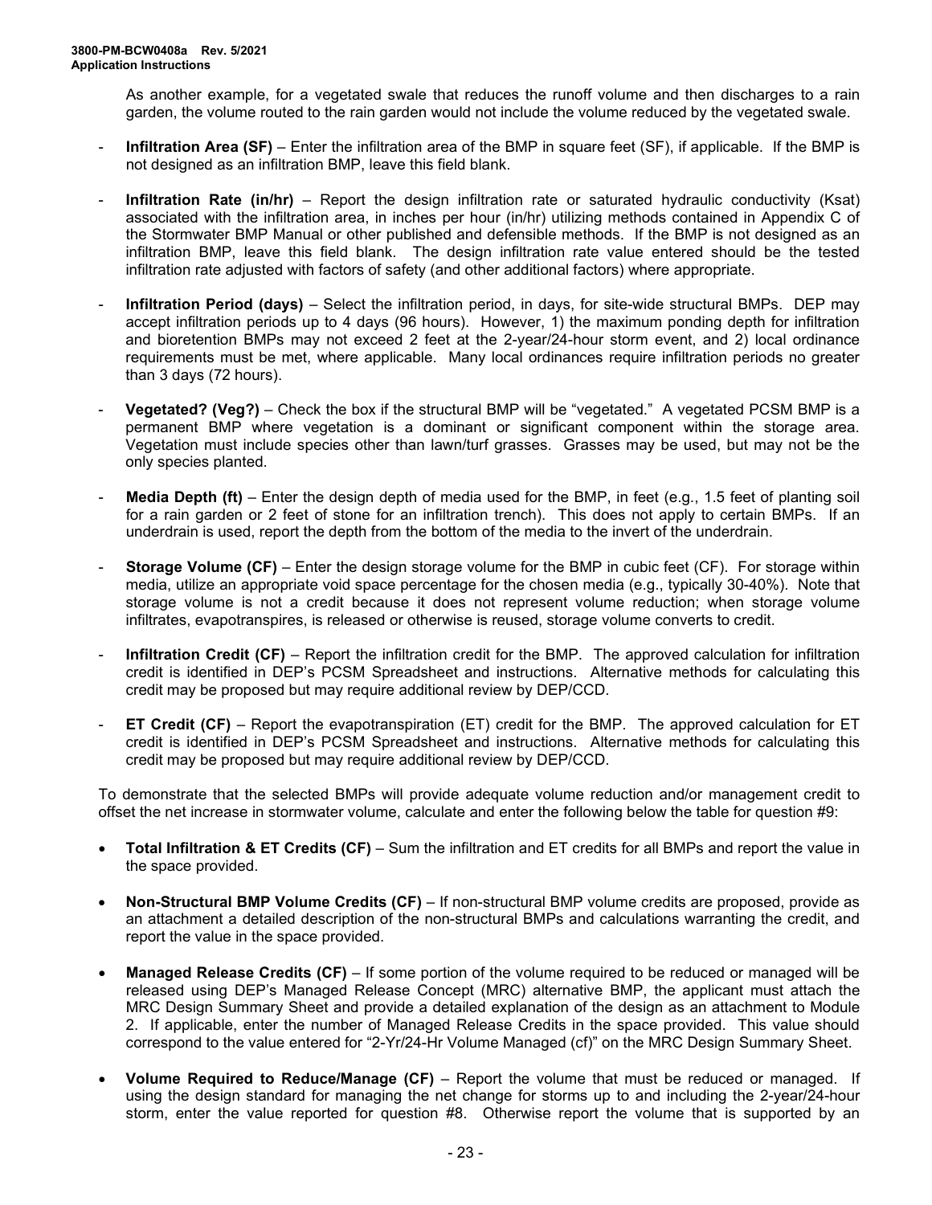As another example, for a vegetated swale that reduces the runoff volume and then discharges to a rain garden, the volume routed to the rain garden would not include the volume reduced by the vegetated swale.

- **Infiltration Area (SF)** – Enter the infiltration area of the BMP in square feet (SF), if applicable. If the BMP is not designed as an infiltration BMP, leave this field blank.
- **Infiltration Rate (in/hr)** – Report the design infiltration rate or saturated hydraulic conductivity (Ksat) associated with the infiltration area, in inches per hour (in/hr) utilizing methods contained in Appendix C of the Stormwater BMP Manual or other published and defensible methods. If the BMP is not designed as an infiltration BMP, leave this field blank. The design infiltration rate value entered should be the tested infiltration rate adjusted with factors of safety (and other additional factors) where appropriate.
- **Infiltration Period (days)** – Select the infiltration period, in days, for site-wide structural BMPs. DEP may accept infiltration periods up to 4 days (96 hours). However, 1) the maximum ponding depth for infiltration and bioretention BMPs may not exceed 2 feet at the 2-year/24-hour storm event, and 2) local ordinance requirements must be met, where applicable. Many local ordinances require infiltration periods no greater than 3 days (72 hours).
- **Vegetated? (Veg?)** – Check the box if the structural BMP will be "vegetated." A vegetated PCSM BMP is a permanent BMP where vegetation is a dominant or significant component within the storage area. Vegetation must include species other than lawn/turf grasses. Grasses may be used, but may not be the only species planted.
- **Media Depth (ft)** – Enter the design depth of media used for the BMP, in feet (e.g., 1.5 feet of planting soil for a rain garden or 2 feet of stone for an infiltration trench). This does not apply to certain BMPs. If an underdrain is used, report the depth from the bottom of the media to the invert of the underdrain.
- **Storage Volume (CF)** – Enter the design storage volume for the BMP in cubic feet (CF). For storage within media, utilize an appropriate void space percentage for the chosen media (e.g., typically 30-40%). Note that storage volume is not a credit because it does not represent volume reduction; when storage volume infiltrates, evapotranspires, is released or otherwise is reused, storage volume converts to credit.
- **Infiltration Credit (CF)** – Report the infiltration credit for the BMP. The approved calculation for infiltration credit is identified in DEP's PCSM Spreadsheet and instructions. Alternative methods for calculating this credit may be proposed but may require additional review by DEP/CCD.
- **ET Credit (CF)** – Report the evapotranspiration (ET) credit for the BMP. The approved calculation for ET credit is identified in DEP's PCSM Spreadsheet and instructions. Alternative methods for calculating this credit may be proposed but may require additional review by DEP/CCD.

To demonstrate that the selected BMPs will provide adequate volume reduction and/or management credit to offset the net increase in stormwater volume, calculate and enter the following below the table for question #9:

- **Total Infiltration & ET Credits (CF)** – Sum the infiltration and ET credits for all BMPs and report the value in the space provided.
- **Non-Structural BMP Volume Credits (CF)** – If non-structural BMP volume credits are proposed, provide as an attachment a detailed description of the non-structural BMPs and calculations warranting the credit, and report the value in the space provided.
- **Managed Release Credits (CF)** – If some portion of the volume required to be reduced or managed will be released using DEP's Managed Release Concept (MRC) alternative BMP, the applicant must attach the MRC Design Summary Sheet and provide a detailed explanation of the design as an attachment to Module 2. If applicable, enter the number of Managed Release Credits in the space provided. This value should correspond to the value entered for "2-Yr/24-Hr Volume Managed (cf)" on the MRC Design Summary Sheet.
- **Volume Required to Reduce/Manage (CF)** – Report the volume that must be reduced or managed. If using the design standard for managing the net change for storms up to and including the 2-year/24-hour storm, enter the value reported for question #8. Otherwise report the volume that is supported by an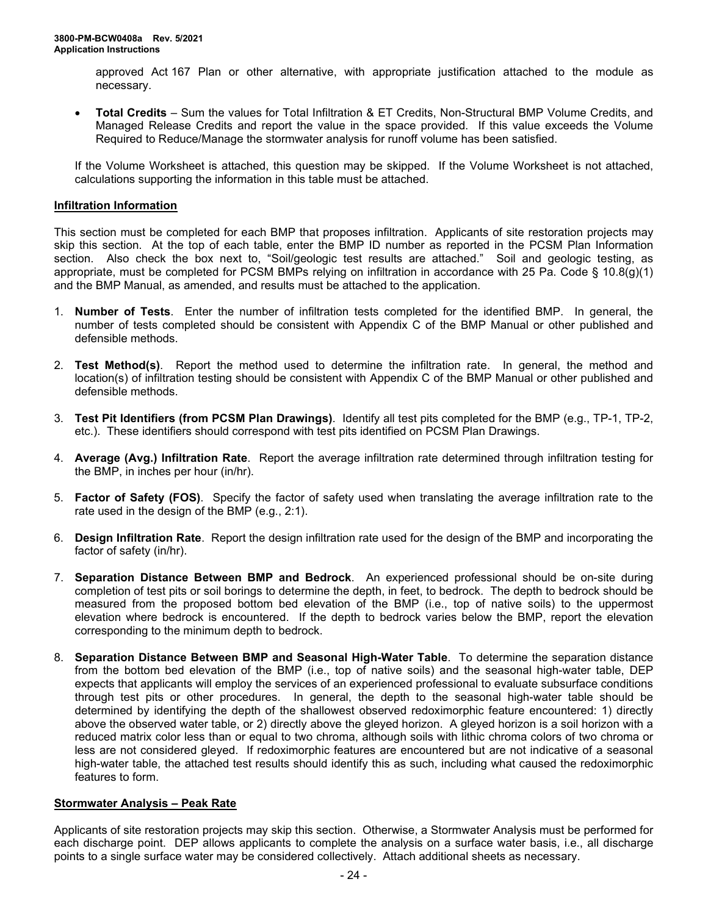approved Act 167 Plan or other alternative, with appropriate justification attached to the module as necessary.

- **Total Credits** – Sum the values for Total Infiltration & ET Credits, Non-Structural BMP Volume Credits, and Managed Release Credits and report the value in the space provided. If this value exceeds the Volume Required to Reduce/Manage the stormwater analysis for runoff volume has been satisfied.

If the Volume Worksheet is attached, this question may be skipped. If the Volume Worksheet is not attached, calculations supporting the information in this table must be attached.

**Infiltration Information**

This section must be completed for each BMP that proposes infiltration. Applicants of site restoration projects may skip this section. At the top of each table, enter the BMP ID number as reported in the PCSM Plan Information section. Also check the box next to, "Soil/geologic test results are attached." Soil and geologic testing, as appropriate, must be completed for PCSM BMPs relying on infiltration in accordance with 25 Pa. Code § 10.8(g)(1) and the BMP Manual, as amended, and results must be attached to the application.

1. **Number of Tests**. Enter the number of infiltration tests completed for the identified BMP. In general, the number of tests completed should be consistent with Appendix C of the BMP Manual or other published and defensible methods.

2. **Test Method(s)**. Report the method used to determine the infiltration rate. In general, the method and location(s) of infiltration testing should be consistent with Appendix C of the BMP Manual or other published and defensible methods.

3. **Test Pit Identifiers (from PCSM Plan Drawings)**. Identify all test pits completed for the BMP (e.g., TP-1, TP-2, etc.). These identifiers should correspond with test pits identified on PCSM Plan Drawings.

4. **Average (Avg.) Infiltration Rate**. Report the average infiltration rate determined through infiltration testing for the BMP, in inches per hour (in/hr).

5. **Factor of Safety (FOS)**. Specify the factor of safety used when translating the average infiltration rate to the rate used in the design of the BMP (e.g., 2:1).

6. **Design Infiltration Rate**. Report the design infiltration rate used for the design of the BMP and incorporating the factor of safety (in/hr).

7. **Separation Distance Between BMP and Bedrock**. An experienced professional should be on-site during completion of test pits or soil borings to determine the depth, in feet, to bedrock. The depth to bedrock should be measured from the proposed bottom bed elevation of the BMP (i.e., top of native soils) to the uppermost elevation where bedrock is encountered. If the depth to bedrock varies below the BMP, report the elevation corresponding to the minimum depth to bedrock.

8. **Separation Distance Between BMP and Seasonal High-Water Table**. To determine the separation distance from the bottom bed elevation of the BMP (i.e., top of native soils) and the seasonal high-water table, DEP expects that applicants will employ the services of an experienced professional to evaluate subsurface conditions through test pits or other procedures. In general, the depth to the seasonal high-water table should be determined by identifying the depth of the shallowest observed redoximorphic feature encountered: 1) directly above the observed water table, or 2) directly above the gleyed horizon. A gleyed horizon is a soil horizon with a reduced matrix color less than or equal to two chroma, although soils with lithic chroma colors of two chroma or less are not considered gleyed. If redoximorphic features are encountered but are not indicative of a seasonal high-water table, the attached test results should identify this as such, including what caused the redoximorphic features to form.

**Stormwater Analysis – Peak Rate**

Applicants of site restoration projects may skip this section. Otherwise, a Stormwater Analysis must be performed for each discharge point. DEP allows applicants to complete the analysis on a surface water basis, i.e., all discharge points to a single surface water may be considered collectively. Attach additional sheets as necessary.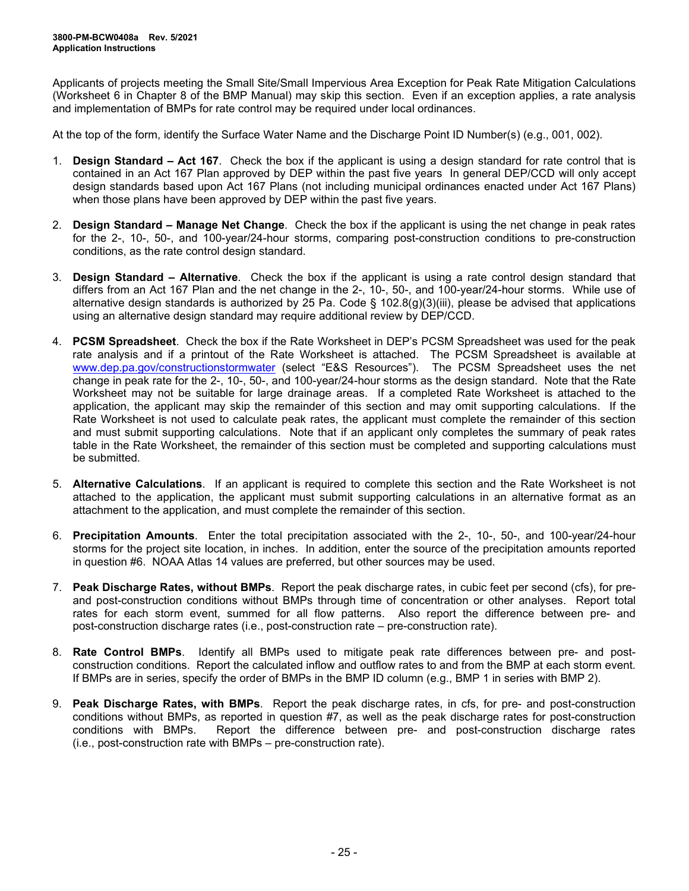Applicants of projects meeting the Small Site/Small Impervious Area Exception for Peak Rate Mitigation Calculations (Worksheet 6 in Chapter 8 of the BMP Manual) may skip this section. Even if an exception applies, a rate analysis and implementation of BMPs for rate control may be required under local ordinances.

At the top of the form, identify the Surface Water Name and the Discharge Point ID Number(s) (e.g., 001, 002).

1. **Design Standard – Act 167**. Check the box if the applicant is using a design standard for rate control that is contained in an Act 167 Plan approved by DEP within the past five years In general DEP/CCD will only accept design standards based upon Act 167 Plans (not including municipal ordinances enacted under Act 167 Plans) when those plans have been approved by DEP within the past five years.

2. **Design Standard – Manage Net Change**. Check the box if the applicant is using the net change in peak rates for the 2-, 10-, 50-, and 100-year/24-hour storms, comparing post-construction conditions to pre-construction conditions, as the rate control design standard.

3. **Design Standard – Alternative**. Check the box if the applicant is using a rate control design standard that differs from an Act 167 Plan and the net change in the 2-, 10-, 50-, and 100-year/24-hour storms. While use of alternative design standards is authorized by 25 Pa. Code § 102.8(g)(3)(iii), please be advised that applications using an alternative design standard may require additional review by DEP/CCD.

4. **PCSM Spreadsheet**. Check the box if the Rate Worksheet in DEP's PCSM Spreadsheet was used for the peak rate analysis and if a printout of the Rate Worksheet is attached. The PCSM Spreadsheet is available at www.dep.pa.gov/constructionstormwater (select "E&S Resources"). The PCSM Spreadsheet uses the net change in peak rate for the 2-, 10-, 50-, and 100-year/24-hour storms as the design standard. Note that the Rate Worksheet may not be suitable for large drainage areas. If a completed Rate Worksheet is attached to the application, the applicant may skip the remainder of this section and may omit supporting calculations. If the Rate Worksheet is not used to calculate peak rates, the applicant must complete the remainder of this section and must submit supporting calculations. Note that if an applicant only completes the summary of peak rates table in the Rate Worksheet, the remainder of this section must be completed and supporting calculations must be submitted.

5. **Alternative Calculations**. If an applicant is required to complete this section and the Rate Worksheet is not attached to the application, the applicant must submit supporting calculations in an alternative format as an attachment to the application, and must complete the remainder of this section.

6. **Precipitation Amounts**. Enter the total precipitation associated with the 2-, 10-, 50-, and 100-year/24-hour storms for the project site location, in inches. In addition, enter the source of the precipitation amounts reported in question #6. NOAA Atlas 14 values are preferred, but other sources may be used.

7. **Peak Discharge Rates, without BMPs**. Report the peak discharge rates, in cubic feet per second (cfs), for pre- and post-construction conditions without BMPs through time of concentration or other analyses. Report total rates for each storm event, summed for all flow patterns. Also report the difference between pre- and post-construction discharge rates (i.e., post-construction rate – pre-construction rate).

8. **Rate Control BMPs**. Identify all BMPs used to mitigate peak rate differences between pre- and post-construction conditions. Report the calculated inflow and outflow rates to and from the BMP at each storm event. If BMPs are in series, specify the order of BMPs in the BMP ID column (e.g., BMP 1 in series with BMP 2).

9. **Peak Discharge Rates, with BMPs**. Report the peak discharge rates, in cfs, for pre- and post-construction conditions without BMPs, as reported in question #7, as well as the peak discharge rates for post-construction conditions with BMPs. Report the difference between pre- and post-construction discharge rates (i.e., post-construction rate with BMPs – pre-construction rate).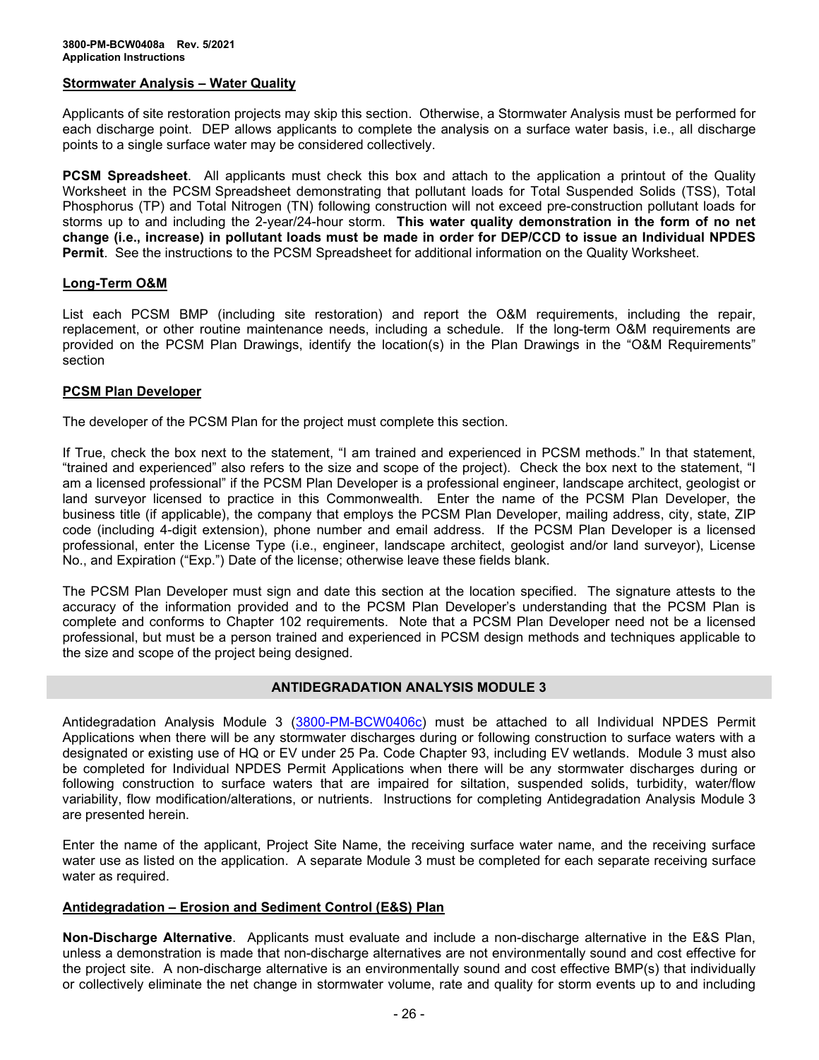### Stormwater Analysis – Water Quality

Applicants of site restoration projects may skip this section. Otherwise, a Stormwater Analysis must be performed for each discharge point. DEP allows applicants to complete the analysis on a surface water basis, i.e., all discharge points to a single surface water may be considered collectively.

**PCSM Spreadsheet**. All applicants must check this box and attach to the application a printout of the Quality Worksheet in the PCSM Spreadsheet demonstrating that pollutant loads for Total Suspended Solids (TSS), Total Phosphorus (TP) and Total Nitrogen (TN) following construction will not exceed pre-construction pollutant loads for storms up to and including the 2-year/24-hour storm. **This water quality demonstration in the form of no net change (i.e., increase) in pollutant loads must be made in order for DEP/CCD to issue an Individual NPDES Permit**. See the instructions to the PCSM Spreadsheet for additional information on the Quality Worksheet.

### Long-Term O&M

List each PCSM BMP (including site restoration) and report the O&M requirements, including the repair, replacement, or other routine maintenance needs, including a schedule. If the long-term O&M requirements are provided on the PCSM Plan Drawings, identify the location(s) in the Plan Drawings in the "O&M Requirements" section

### PCSM Plan Developer

The developer of the PCSM Plan for the project must complete this section.

If True, check the box next to the statement, "I am trained and experienced in PCSM methods." In that statement, "trained and experienced" also refers to the size and scope of the project). Check the box next to the statement, "I am a licensed professional" if the PCSM Plan Developer is a professional engineer, landscape architect, geologist or land surveyor licensed to practice in this Commonwealth. Enter the name of the PCSM Plan Developer, the business title (if applicable), the company that employs the PCSM Plan Developer, mailing address, city, state, ZIP code (including 4-digit extension), phone number and email address. If the PCSM Plan Developer is a licensed professional, enter the License Type (i.e., engineer, landscape architect, geologist and/or land surveyor), License No., and Expiration ("Exp.") Date of the license; otherwise leave these fields blank.

The PCSM Plan Developer must sign and date this section at the location specified. The signature attests to the accuracy of the information provided and to the PCSM Plan Developer's understanding that the PCSM Plan is complete and conforms to Chapter 102 requirements. Note that a PCSM Plan Developer need not be a licensed professional, but must be a person trained and experienced in PCSM design methods and techniques applicable to the size and scope of the project being designed.

## ANTIDEGRADATION ANALYSIS MODULE 3

Antidegradation Analysis Module 3 (3800-PM-BCW0406c) must be attached to all Individual NPDES Permit Applications when there will be any stormwater discharges during or following construction to surface waters with a designated or existing use of HQ or EV under 25 Pa. Code Chapter 93, including EV wetlands. Module 3 must also be completed for Individual NPDES Permit Applications when there will be any stormwater discharges during or following construction to surface waters that are impaired for siltation, suspended solids, turbidity, water/flow variability, flow modification/alterations, or nutrients. Instructions for completing Antidegradation Analysis Module 3 are presented herein.

Enter the name of the applicant, Project Site Name, the receiving surface water name, and the receiving surface water use as listed on the application. A separate Module 3 must be completed for each separate receiving surface water as required.

### Antidegradation – Erosion and Sediment Control (E&S) Plan

**Non-Discharge Alternative**. Applicants must evaluate and include a non-discharge alternative in the E&S Plan, unless a demonstration is made that non-discharge alternatives are not environmentally sound and cost effective for the project site. A non-discharge alternative is an environmentally sound and cost effective BMP(s) that individually or collectively eliminate the net change in stormwater volume, rate and quality for storm events up to and including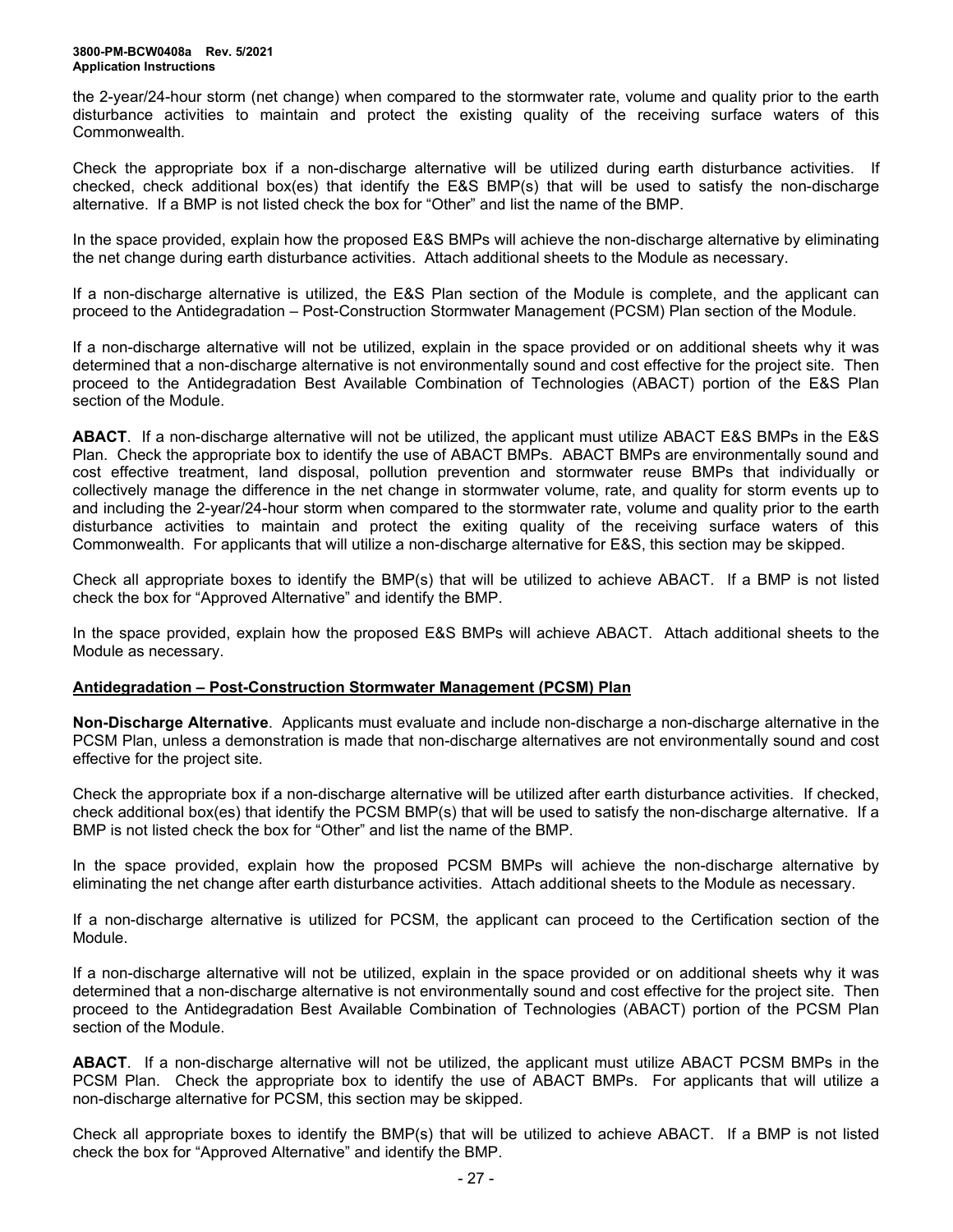the 2-year/24-hour storm (net change) when compared to the stormwater rate, volume and quality prior to the earth disturbance activities to maintain and protect the existing quality of the receiving surface waters of this Commonwealth.

Check the appropriate box if a non-discharge alternative will be utilized during earth disturbance activities. If checked, check additional box(es) that identify the E&S BMP(s) that will be used to satisfy the non-discharge alternative. If a BMP is not listed check the box for "Other" and list the name of the BMP.

In the space provided, explain how the proposed E&S BMPs will achieve the non-discharge alternative by eliminating the net change during earth disturbance activities. Attach additional sheets to the Module as necessary.

If a non-discharge alternative is utilized, the E&S Plan section of the Module is complete, and the applicant can proceed to the Antidegradation – Post-Construction Stormwater Management (PCSM) Plan section of the Module.

If a non-discharge alternative will not be utilized, explain in the space provided or on additional sheets why it was determined that a non-discharge alternative is not environmentally sound and cost effective for the project site. Then proceed to the Antidegradation Best Available Combination of Technologies (ABACT) portion of the E&S Plan section of the Module.

**ABACT**. If a non-discharge alternative will not be utilized, the applicant must utilize ABACT E&S BMPs in the E&S Plan. Check the appropriate box to identify the use of ABACT BMPs. ABACT BMPs are environmentally sound and cost effective treatment, land disposal, pollution prevention and stormwater reuse BMPs that individually or collectively manage the difference in the net change in stormwater volume, rate, and quality for storm events up to and including the 2-year/24-hour storm when compared to the stormwater rate, volume and quality prior to the earth disturbance activities to maintain and protect the exiting quality of the receiving surface waters of this Commonwealth. For applicants that will utilize a non-discharge alternative for E&S, this section may be skipped.

Check all appropriate boxes to identify the BMP(s) that will be utilized to achieve ABACT. If a BMP is not listed check the box for "Approved Alternative" and identify the BMP.

In the space provided, explain how the proposed E&S BMPs will achieve ABACT. Attach additional sheets to the Module as necessary.

## Antidegradation – Post-Construction Stormwater Management (PCSM) Plan

**Non-Discharge Alternative**. Applicants must evaluate and include non-discharge a non-discharge alternative in the PCSM Plan, unless a demonstration is made that non-discharge alternatives are not environmentally sound and cost effective for the project site.

Check the appropriate box if a non-discharge alternative will be utilized after earth disturbance activities. If checked, check additional box(es) that identify the PCSM BMP(s) that will be used to satisfy the non-discharge alternative. If a BMP is not listed check the box for "Other" and list the name of the BMP.

In the space provided, explain how the proposed PCSM BMPs will achieve the non-discharge alternative by eliminating the net change after earth disturbance activities. Attach additional sheets to the Module as necessary.

If a non-discharge alternative is utilized for PCSM, the applicant can proceed to the Certification section of the Module.

If a non-discharge alternative will not be utilized, explain in the space provided or on additional sheets why it was determined that a non-discharge alternative is not environmentally sound and cost effective for the project site. Then proceed to the Antidegradation Best Available Combination of Technologies (ABACT) portion of the PCSM Plan section of the Module.

**ABACT**. If a non-discharge alternative will not be utilized, the applicant must utilize ABACT PCSM BMPs in the PCSM Plan. Check the appropriate box to identify the use of ABACT BMPs. For applicants that will utilize a non-discharge alternative for PCSM, this section may be skipped.

Check all appropriate boxes to identify the BMP(s) that will be utilized to achieve ABACT. If a BMP is not listed check the box for "Approved Alternative" and identify the BMP.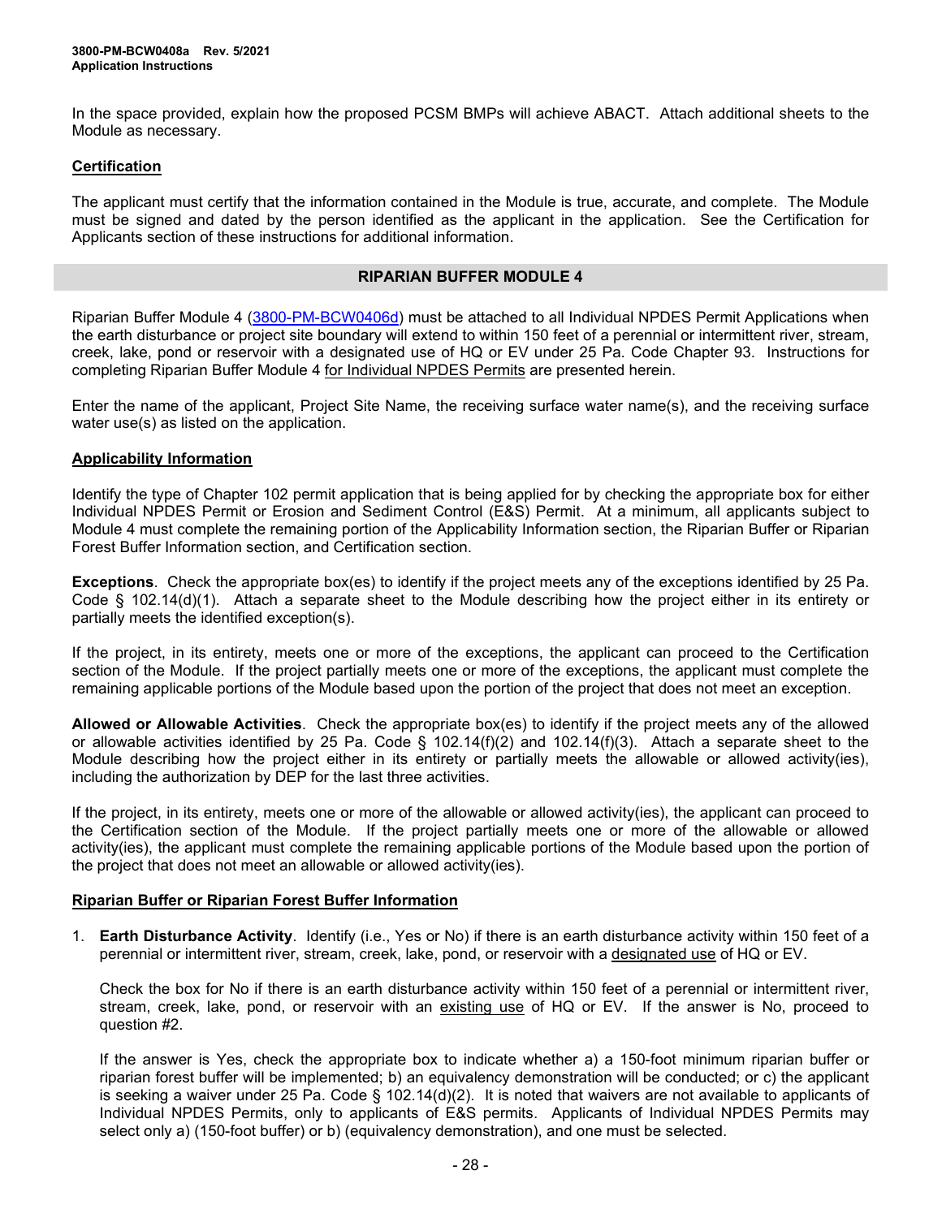In the space provided, explain how the proposed PCSM BMPs will achieve ABACT. Attach additional sheets to the Module as necessary.

**Certification**

The applicant must certify that the information contained in the Module is true, accurate, and complete. The Module must be signed and dated by the person identified as the applicant in the application. See the Certification for Applicants section of these instructions for additional information.

## RIPARIAN BUFFER MODULE 4

Riparian Buffer Module 4 (3800-PM-BCW0406d) must be attached to all Individual NPDES Permit Applications when the earth disturbance or project site boundary will extend to within 150 feet of a perennial or intermittent river, stream, creek, lake, pond or reservoir with a designated use of HQ or EV under 25 Pa. Code Chapter 93. Instructions for completing Riparian Buffer Module 4 for Individual NPDES Permits are presented herein.

Enter the name of the applicant, Project Site Name, the receiving surface water name(s), and the receiving surface water use(s) as listed on the application.

**Applicability Information**

Identify the type of Chapter 102 permit application that is being applied for by checking the appropriate box for either Individual NPDES Permit or Erosion and Sediment Control (E&S) Permit. At a minimum, all applicants subject to Module 4 must complete the remaining portion of the Applicability Information section, the Riparian Buffer or Riparian Forest Buffer Information section, and Certification section.

**Exceptions**. Check the appropriate box(es) to identify if the project meets any of the exceptions identified by 25 Pa. Code § 102.14(d)(1). Attach a separate sheet to the Module describing how the project either in its entirety or partially meets the identified exception(s).

If the project, in its entirety, meets one or more of the exceptions, the applicant can proceed to the Certification section of the Module. If the project partially meets one or more of the exceptions, the applicant must complete the remaining applicable portions of the Module based upon the portion of the project that does not meet an exception.

**Allowed or Allowable Activities**. Check the appropriate box(es) to identify if the project meets any of the allowed or allowable activities identified by 25 Pa. Code § 102.14(f)(2) and 102.14(f)(3). Attach a separate sheet to the Module describing how the project either in its entirety or partially meets the allowable or allowed activity(ies), including the authorization by DEP for the last three activities.

If the project, in its entirety, meets one or more of the allowable or allowed activity(ies), the applicant can proceed to the Certification section of the Module. If the project partially meets one or more of the allowable or allowed activity(ies), the applicant must complete the remaining applicable portions of the Module based upon the portion of the project that does not meet an allowable or allowed activity(ies).

**Riparian Buffer or Riparian Forest Buffer Information**

1. **Earth Disturbance Activity**. Identify (i.e., Yes or No) if there is an earth disturbance activity within 150 feet of a perennial or intermittent river, stream, creek, lake, pond, or reservoir with a designated use of HQ or EV.

   Check the box for No if there is an earth disturbance activity within 150 feet of a perennial or intermittent river, stream, creek, lake, pond, or reservoir with an existing use of HQ or EV. If the answer is No, proceed to question #2.

   If the answer is Yes, check the appropriate box to indicate whether a) a 150-foot minimum riparian buffer or riparian forest buffer will be implemented; b) an equivalency demonstration will be conducted; or c) the applicant is seeking a waiver under 25 Pa. Code § 102.14(d)(2). It is noted that waivers are not available to applicants of Individual NPDES Permits, only to applicants of E&S permits. Applicants of Individual NPDES Permits may select only a) (150-foot buffer) or b) (equivalency demonstration), and one must be selected.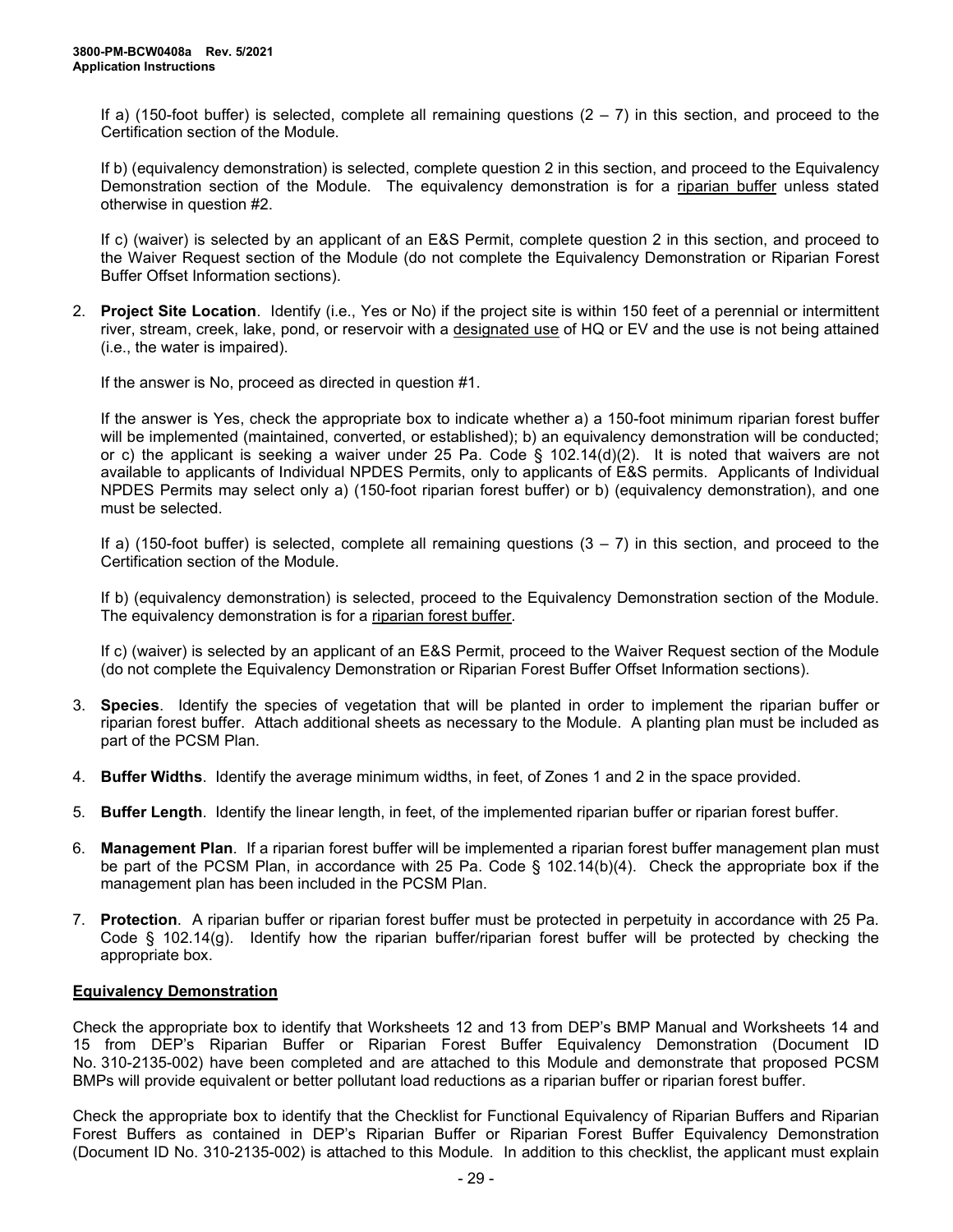If a) (150-foot buffer) is selected, complete all remaining questions (2 – 7) in this section, and proceed to the Certification section of the Module.

If b) (equivalency demonstration) is selected, complete question 2 in this section, and proceed to the Equivalency Demonstration section of the Module. The equivalency demonstration is for a riparian buffer unless stated otherwise in question #2.

If c) (waiver) is selected by an applicant of an E&S Permit, complete question 2 in this section, and proceed to the Waiver Request section of the Module (do not complete the Equivalency Demonstration or Riparian Forest Buffer Offset Information sections).

2. **Project Site Location**. Identify (i.e., Yes or No) if the project site is within 150 feet of a perennial or intermittent river, stream, creek, lake, pond, or reservoir with a designated use of HQ or EV and the use is not being attained (i.e., the water is impaired).

   If the answer is No, proceed as directed in question #1.

   If the answer is Yes, check the appropriate box to indicate whether a) a 150-foot minimum riparian forest buffer will be implemented (maintained, converted, or established); b) an equivalency demonstration will be conducted; or c) the applicant is seeking a waiver under 25 Pa. Code § 102.14(d)(2). It is noted that waivers are not available to applicants of Individual NPDES Permits, only to applicants of E&S permits. Applicants of Individual NPDES Permits may select only a) (150-foot riparian forest buffer) or b) (equivalency demonstration), and one must be selected.

   If a) (150-foot buffer) is selected, complete all remaining questions (3 – 7) in this section, and proceed to the Certification section of the Module.

   If b) (equivalency demonstration) is selected, proceed to the Equivalency Demonstration section of the Module. The equivalency demonstration is for a riparian forest buffer.

   If c) (waiver) is selected by an applicant of an E&S Permit, proceed to the Waiver Request section of the Module (do not complete the Equivalency Demonstration or Riparian Forest Buffer Offset Information sections).

3. **Species**. Identify the species of vegetation that will be planted in order to implement the riparian buffer or riparian forest buffer. Attach additional sheets as necessary to the Module. A planting plan must be included as part of the PCSM Plan.

4. **Buffer Widths**. Identify the average minimum widths, in feet, of Zones 1 and 2 in the space provided.

5. **Buffer Length**. Identify the linear length, in feet, of the implemented riparian buffer or riparian forest buffer.

6. **Management Plan**. If a riparian forest buffer will be implemented a riparian forest buffer management plan must be part of the PCSM Plan, in accordance with 25 Pa. Code § 102.14(b)(4). Check the appropriate box if the management plan has been included in the PCSM Plan.

7. **Protection**. A riparian buffer or riparian forest buffer must be protected in perpetuity in accordance with 25 Pa. Code § 102.14(g). Identify how the riparian buffer/riparian forest buffer will be protected by checking the appropriate box.

## Equivalency Demonstration

Check the appropriate box to identify that Worksheets 12 and 13 from DEP's BMP Manual and Worksheets 14 and 15 from DEP's Riparian Buffer or Riparian Forest Buffer Equivalency Demonstration (Document ID No. 310-2135-002) have been completed and are attached to this Module and demonstrate that proposed PCSM BMPs will provide equivalent or better pollutant load reductions as a riparian buffer or riparian forest buffer.

Check the appropriate box to identify that the Checklist for Functional Equivalency of Riparian Buffers and Riparian Forest Buffers as contained in DEP's Riparian Buffer or Riparian Forest Buffer Equivalency Demonstration (Document ID No. 310-2135-002) is attached to this Module. In addition to this checklist, the applicant must explain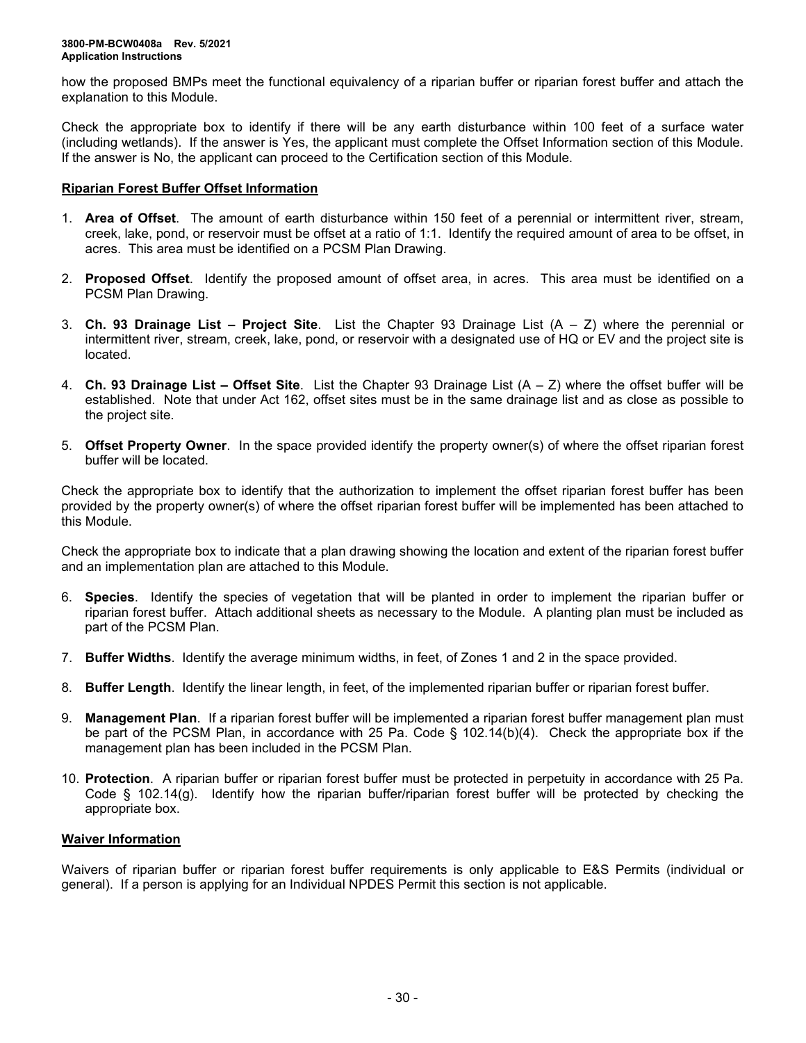how the proposed BMPs meet the functional equivalency of a riparian buffer or riparian forest buffer and attach the explanation to this Module.

Check the appropriate box to identify if there will be any earth disturbance within 100 feet of a surface water (including wetlands). If the answer is Yes, the applicant must complete the Offset Information section of this Module. If the answer is No, the applicant can proceed to the Certification section of this Module.

## Riparian Forest Buffer Offset Information

1. **Area of Offset**. The amount of earth disturbance within 150 feet of a perennial or intermittent river, stream, creek, lake, pond, or reservoir must be offset at a ratio of 1:1. Identify the required amount of area to be offset, in acres. This area must be identified on a PCSM Plan Drawing.
2. **Proposed Offset**. Identify the proposed amount of offset area, in acres. This area must be identified on a PCSM Plan Drawing.
3. **Ch. 93 Drainage List – Project Site**. List the Chapter 93 Drainage List (A – Z) where the perennial or intermittent river, stream, creek, lake, pond, or reservoir with a designated use of HQ or EV and the project site is located.
4. **Ch. 93 Drainage List – Offset Site**. List the Chapter 93 Drainage List (A – Z) where the offset buffer will be established. Note that under Act 162, offset sites must be in the same drainage list and as close as possible to the project site.
5. **Offset Property Owner**. In the space provided identify the property owner(s) of where the offset riparian forest buffer will be located.

Check the appropriate box to identify that the authorization to implement the offset riparian forest buffer has been provided by the property owner(s) of where the offset riparian forest buffer will be implemented has been attached to this Module.

Check the appropriate box to indicate that a plan drawing showing the location and extent of the riparian forest buffer and an implementation plan are attached to this Module.

6. **Species**. Identify the species of vegetation that will be planted in order to implement the riparian buffer or riparian forest buffer. Attach additional sheets as necessary to the Module. A planting plan must be included as part of the PCSM Plan.
7. **Buffer Widths**. Identify the average minimum widths, in feet, of Zones 1 and 2 in the space provided.
8. **Buffer Length**. Identify the linear length, in feet, of the implemented riparian buffer or riparian forest buffer.
9. **Management Plan**. If a riparian forest buffer will be implemented a riparian forest buffer management plan must be part of the PCSM Plan, in accordance with 25 Pa. Code § 102.14(b)(4). Check the appropriate box if the management plan has been included in the PCSM Plan.
10. **Protection**. A riparian buffer or riparian forest buffer must be protected in perpetuity in accordance with 25 Pa. Code § 102.14(g). Identify how the riparian buffer/riparian forest buffer will be protected by checking the appropriate box.

## Waiver Information

Waivers of riparian buffer or riparian forest buffer requirements is only applicable to E&S Permits (individual or general). If a person is applying for an Individual NPDES Permit this section is not applicable.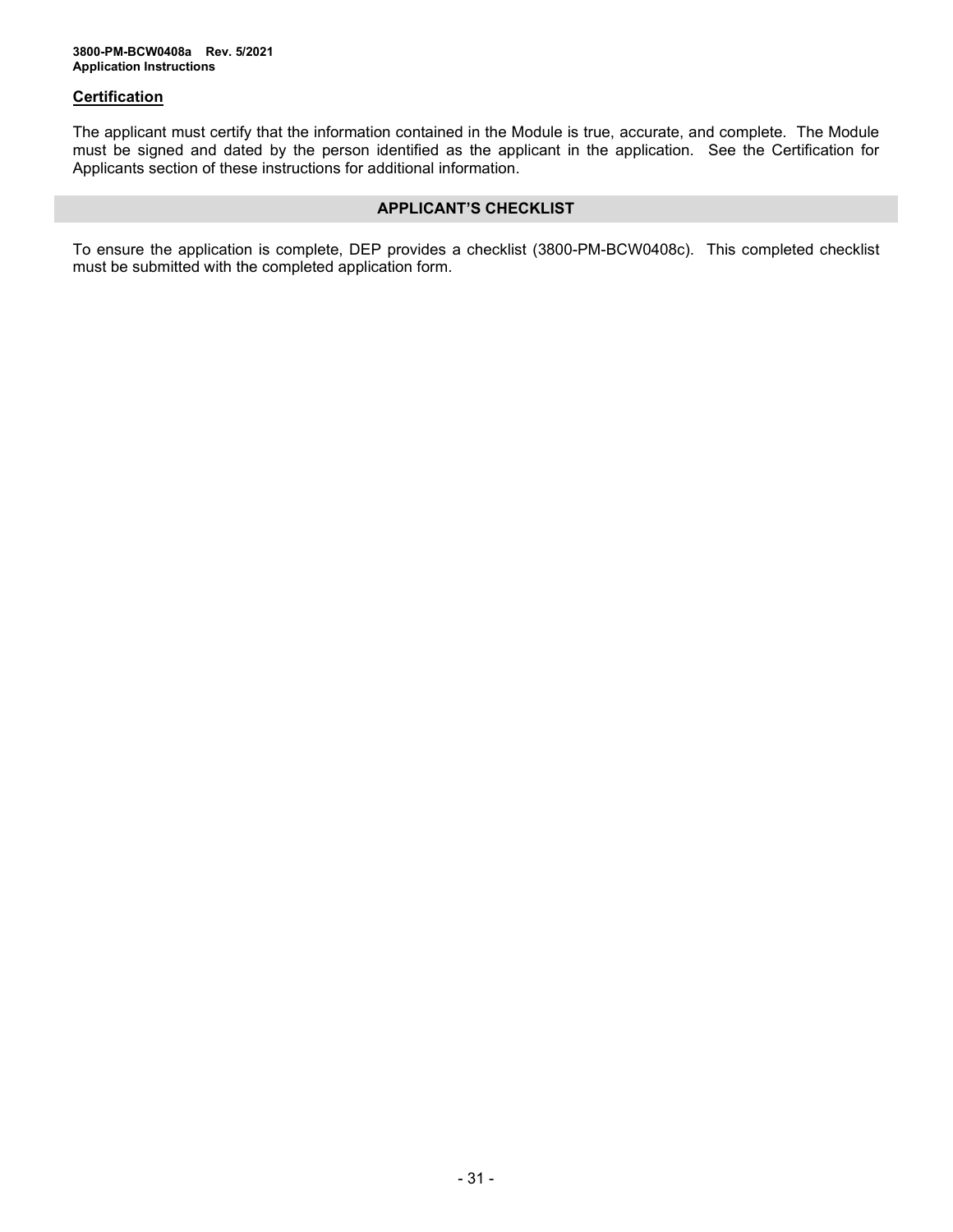### Certification

The applicant must certify that the information contained in the Module is true, accurate, and complete. The Module must be signed and dated by the person identified as the applicant in the application. See the Certification for Applicants section of these instructions for additional information.

## APPLICANT'S CHECKLIST

To ensure the application is complete, DEP provides a checklist (3800-PM-BCW0408c). This completed checklist must be submitted with the completed application form.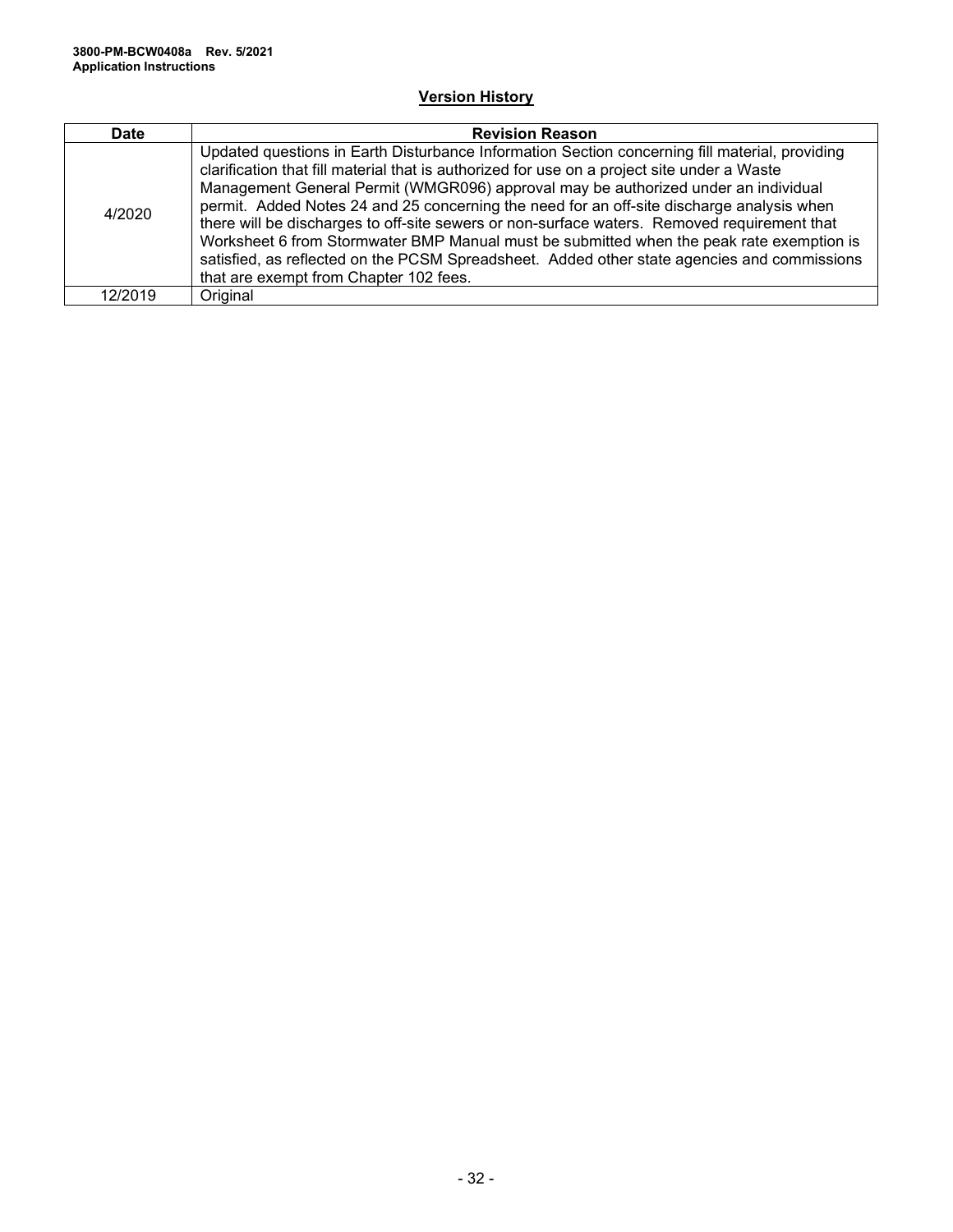## Version History

| Date | Revision Reason |
|---|---|
| 4/2020 | Updated questions in Earth Disturbance Information Section concerning fill material, providing clarification that fill material that is authorized for use on a project site under a Waste Management General Permit (WMGR096) approval may be authorized under an individual permit. Added Notes 24 and 25 concerning the need for an off-site discharge analysis when there will be discharges to off-site sewers or non-surface waters. Removed requirement that Worksheet 6 from Stormwater BMP Manual must be submitted when the peak rate exemption is satisfied, as reflected on the PCSM Spreadsheet. Added other state agencies and commissions that are exempt from Chapter 102 fees. |
| 12/2019 | Original |